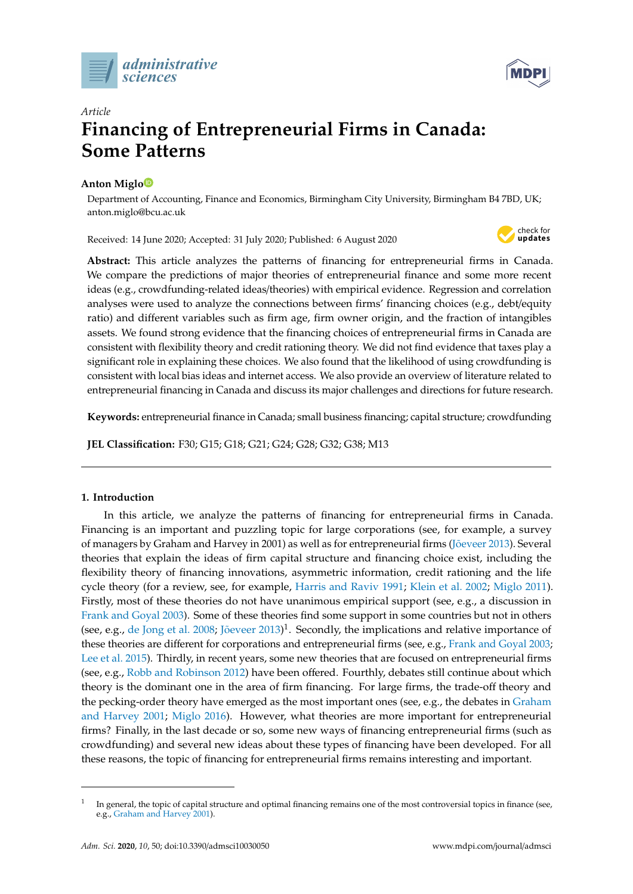*Article*

# Financing of Entrepreneurial Firms in Canada: Some Patterns

**Anton Miglo**

Department of Accounting, Finance and Economics, Birmingham City University, Birmingham B4 7BD, UK; anton.miglo@bcu.ac.uk

Received: 14 June 2020; Accepted: 31 July 2020; Published: 6 August 2020

**Abstract:** This article analyzes the patterns of financing for entrepreneurial firms in Canada. We compare the predictions of major theories of entrepreneurial finance and some more recent ideas (e.g., crowdfunding-related ideas/theories) with empirical evidence. Regression and correlation analyses were used to analyze the connections between firms' financing choices (e.g., debt/equity ratio) and different variables such as firm age, firm owner origin, and the fraction of intangibles assets. We found strong evidence that the financing choices of entrepreneurial firms in Canada are consistent with flexibility theory and credit rationing theory. We did not find evidence that taxes play a significant role in explaining these choices. We also found that the likelihood of using crowdfunding is consistent with local bias ideas and internet access. We also provide an overview of literature related to entrepreneurial financing in Canada and discuss its major challenges and directions for future research.

**Keywords:** entrepreneurial finance in Canada; small business financing; capital structure; crowdfunding

**JEL Classification:** F30; G15; G18; G21; G24; G28; G32; G38; M13

## 1. Introduction

In this article, we analyze the patterns of financing for entrepreneurial firms in Canada. Financing is an important and puzzling topic for large corporations (see, for example, a survey of managers by Graham and Harvey in 2001) as well as for entrepreneurial firms (Jõeveer 2013). Several theories that explain the ideas of firm capital structure and financing choice exist, including the flexibility theory of financing innovations, asymmetric information, credit rationing and the life cycle theory (for a review, see, for example, Harris and Raviv 1991; Klein et al. 2002; Miglo 2011). Firstly, most of these theories do not have unanimous empirical support (see, e.g., a discussion in Frank and Goyal 2003). Some of these theories find some support in some countries but not in others (see, e.g., de Jong et al. 2008; Jõeveer 2013)[1]. Secondly, the implications and relative importance of these theories are different for corporations and entrepreneurial firms (see, e.g., Frank and Goyal 2003; Lee et al. 2015). Thirdly, in recent years, some new theories that are focused on entrepreneurial firms (see, e.g., Robb and Robinson 2012) have been offered. Fourthly, debates still continue about which theory is the dominant one in the area of firm financing. For large firms, the trade-off theory and the pecking-order theory have emerged as the most important ones (see, e.g., the debates in Graham and Harvey 2001; Miglo 2016). However, what theories are more important for entrepreneurial firms? Finally, in the last decade or so, some new ways of financing entrepreneurial firms (such as crowdfunding) and several new ideas about these types of financing have been developed. For all these reasons, the topic of financing for entrepreneurial firms remains interesting and important.

[1] In general, the topic of capital structure and optimal financing remains one of the most controversial topics in finance (see, e.g., Graham and Harvey 2001).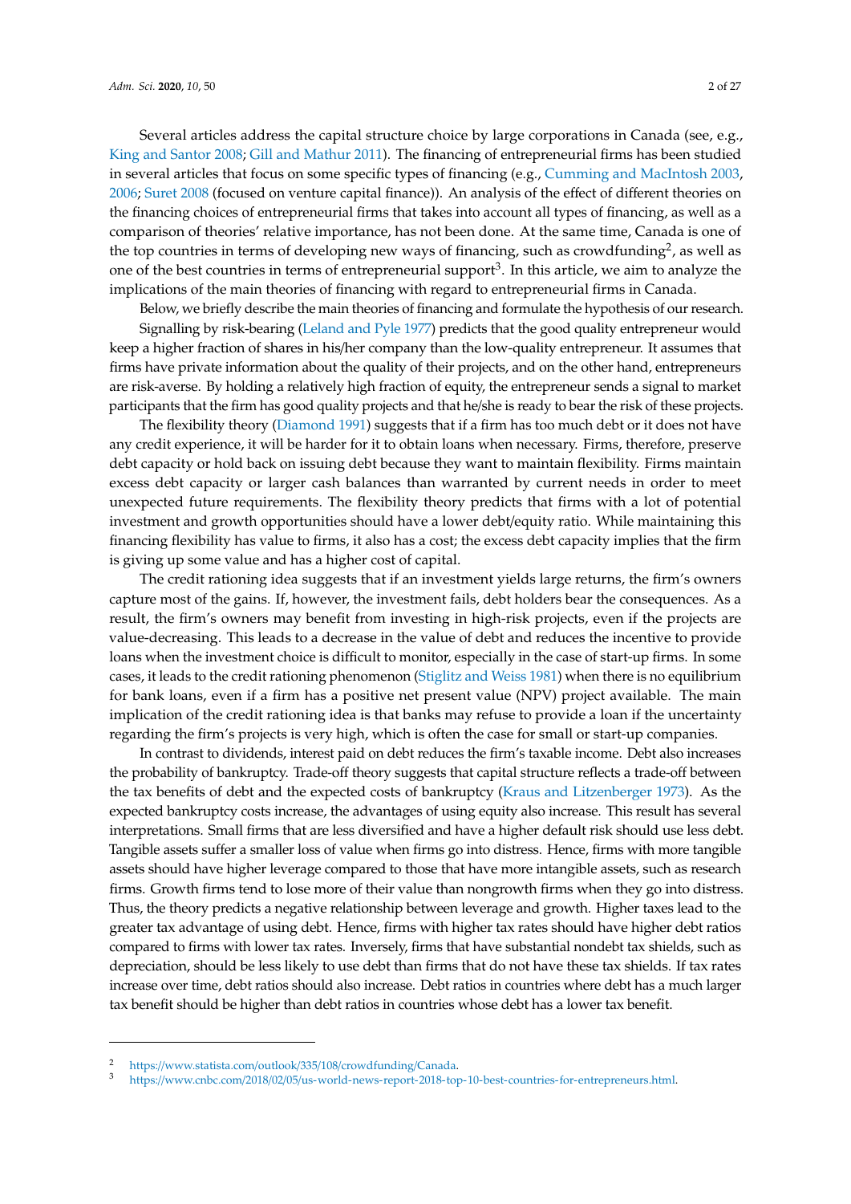Several articles address the capital structure choice by large corporations in Canada (see, e.g., King and Santor 2008; Gill and Mathur 2011). The financing of entrepreneurial firms has been studied in several articles that focus on some specific types of financing (e.g., Cumming and MacIntosh 2003, 2006; Suret 2008 (focused on venture capital finance)). An analysis of the effect of different theories on the financing choices of entrepreneurial firms that takes into account all types of financing, as well as a comparison of theories' relative importance, has not been done. At the same time, Canada is one of the top countries in terms of developing new ways of financing, such as crowdfunding[2], as well as one of the best countries in terms of entrepreneurial support[3]. In this article, we aim to analyze the implications of the main theories of financing with regard to entrepreneurial firms in Canada.

Below, we briefly describe the main theories of financing and formulate the hypothesis of our research.

Signalling by risk-bearing (Leland and Pyle 1977) predicts that the good quality entrepreneur would keep a higher fraction of shares in his/her company than the low-quality entrepreneur. It assumes that firms have private information about the quality of their projects, and on the other hand, entrepreneurs are risk-averse. By holding a relatively high fraction of equity, the entrepreneur sends a signal to market participants that the firm has good quality projects and that he/she is ready to bear the risk of these projects.

The flexibility theory (Diamond 1991) suggests that if a firm has too much debt or it does not have any credit experience, it will be harder for it to obtain loans when necessary. Firms, therefore, preserve debt capacity or hold back on issuing debt because they want to maintain flexibility. Firms maintain excess debt capacity or larger cash balances than warranted by current needs in order to meet unexpected future requirements. The flexibility theory predicts that firms with a lot of potential investment and growth opportunities should have a lower debt/equity ratio. While maintaining this financing flexibility has value to firms, it also has a cost; the excess debt capacity implies that the firm is giving up some value and has a higher cost of capital.

The credit rationing idea suggests that if an investment yields large returns, the firm's owners capture most of the gains. If, however, the investment fails, debt holders bear the consequences. As a result, the firm's owners may benefit from investing in high-risk projects, even if the projects are value-decreasing. This leads to a decrease in the value of debt and reduces the incentive to provide loans when the investment choice is difficult to monitor, especially in the case of start-up firms. In some cases, it leads to the credit rationing phenomenon (Stiglitz and Weiss 1981) when there is no equilibrium for bank loans, even if a firm has a positive net present value (NPV) project available. The main implication of the credit rationing idea is that banks may refuse to provide a loan if the uncertainty regarding the firm's projects is very high, which is often the case for small or start-up companies.

In contrast to dividends, interest paid on debt reduces the firm's taxable income. Debt also increases the probability of bankruptcy. Trade-off theory suggests that capital structure reflects a trade-off between the tax benefits of debt and the expected costs of bankruptcy (Kraus and Litzenberger 1973). As the expected bankruptcy costs increase, the advantages of using equity also increase. This result has several interpretations. Small firms that are less diversified and have a higher default risk should use less debt. Tangible assets suffer a smaller loss of value when firms go into distress. Hence, firms with more tangible assets should have higher leverage compared to those that have more intangible assets, such as research firms. Growth firms tend to lose more of their value than nongrowth firms when they go into distress. Thus, the theory predicts a negative relationship between leverage and growth. Higher taxes lead to the greater tax advantage of using debt. Hence, firms with higher tax rates should have higher debt ratios compared to firms with lower tax rates. Inversely, firms that have substantial nondebt tax shields, such as depreciation, should be less likely to use debt than firms that do not have these tax shields. If tax rates increase over time, debt ratios should also increase. Debt ratios in countries where debt has a much larger tax benefit should be higher than debt ratios in countries whose debt has a lower tax benefit.

---

[2] https://www.statista.com/outlook/335/108/crowdfunding/Canada.

[3] https://www.cnbc.com/2018/02/05/us-world-news-report-2018-top-10-best-countries-for-entrepreneurs.html.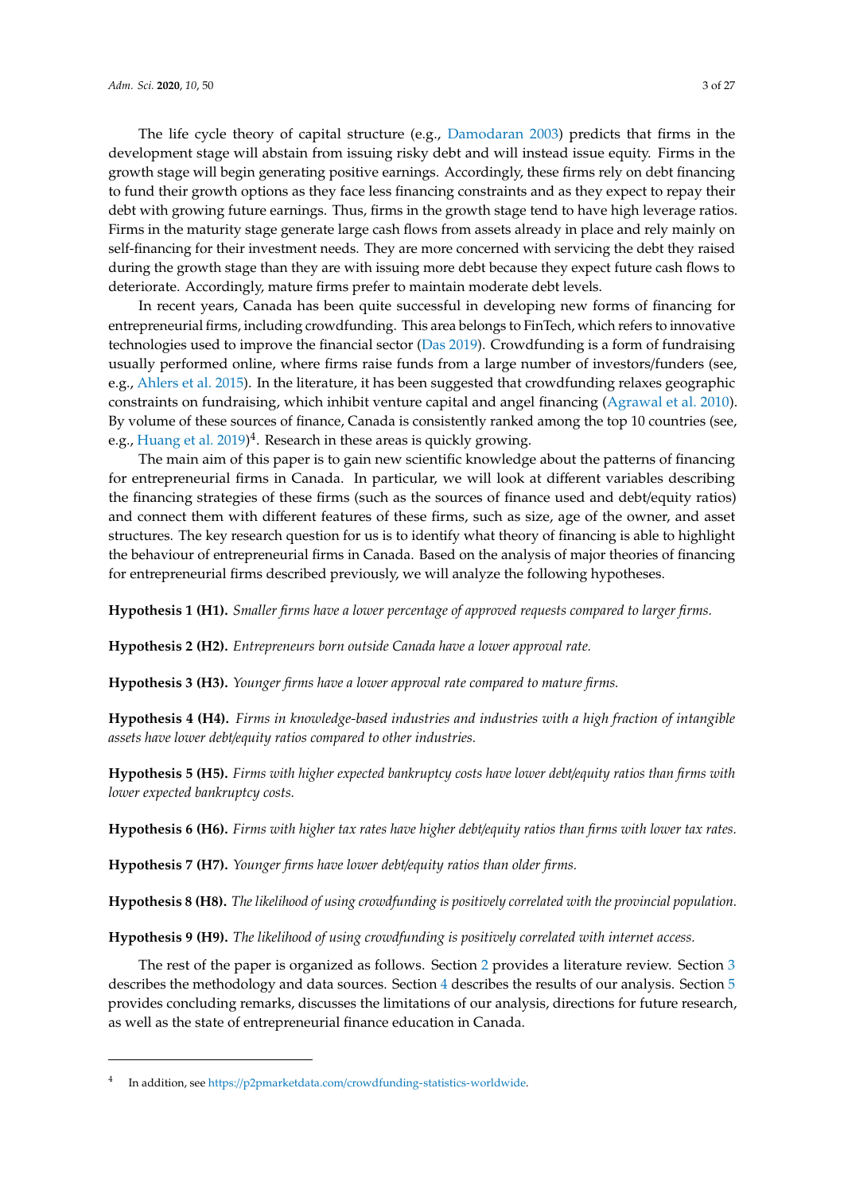The life cycle theory of capital structure (e.g., Damodaran 2003) predicts that firms in the development stage will abstain from issuing risky debt and will instead issue equity. Firms in the growth stage will begin generating positive earnings. Accordingly, these firms rely on debt financing to fund their growth options as they face less financing constraints and as they expect to repay their debt with growing future earnings. Thus, firms in the growth stage tend to have high leverage ratios. Firms in the maturity stage generate large cash flows from assets already in place and rely mainly on self-financing for their investment needs. They are more concerned with servicing the debt they raised during the growth stage than they are with issuing more debt because they expect future cash flows to deteriorate. Accordingly, mature firms prefer to maintain moderate debt levels.

In recent years, Canada has been quite successful in developing new forms of financing for entrepreneurial firms, including crowdfunding. This area belongs to FinTech, which refers to innovative technologies used to improve the financial sector (Das 2019). Crowdfunding is a form of fundraising usually performed online, where firms raise funds from a large number of investors/funders (see, e.g., Ahlers et al. 2015). In the literature, it has been suggested that crowdfunding relaxes geographic constraints on fundraising, which inhibit venture capital and angel financing (Agrawal et al. 2010). By volume of these sources of finance, Canada is consistently ranked among the top 10 countries (see, e.g., Huang et al. 2019)[4]. Research in these areas is quickly growing.

The main aim of this paper is to gain new scientific knowledge about the patterns of financing for entrepreneurial firms in Canada. In particular, we will look at different variables describing the financing strategies of these firms (such as the sources of finance used and debt/equity ratios) and connect them with different features of these firms, such as size, age of the owner, and asset structures. The key research question for us is to identify what theory of financing is able to highlight the behaviour of entrepreneurial firms in Canada. Based on the analysis of major theories of financing for entrepreneurial firms described previously, we will analyze the following hypotheses.

**Hypothesis 1 (H1).** *Smaller firms have a lower percentage of approved requests compared to larger firms.*

**Hypothesis 2 (H2).** *Entrepreneurs born outside Canada have a lower approval rate.*

**Hypothesis 3 (H3).** *Younger firms have a lower approval rate compared to mature firms.*

**Hypothesis 4 (H4).** *Firms in knowledge-based industries and industries with a high fraction of intangible assets have lower debt/equity ratios compared to other industries.*

**Hypothesis 5 (H5).** *Firms with higher expected bankruptcy costs have lower debt/equity ratios than firms with lower expected bankruptcy costs.*

**Hypothesis 6 (H6).** *Firms with higher tax rates have higher debt/equity ratios than firms with lower tax rates.*

**Hypothesis 7 (H7).** *Younger firms have lower debt/equity ratios than older firms.*

**Hypothesis 8 (H8).** *The likelihood of using crowdfunding is positively correlated with the provincial population.*

**Hypothesis 9 (H9).** *The likelihood of using crowdfunding is positively correlated with internet access.*

The rest of the paper is organized as follows. Section 2 provides a literature review. Section 3 describes the methodology and data sources. Section 4 describes the results of our analysis. Section 5 provides concluding remarks, discusses the limitations of our analysis, directions for future research, as well as the state of entrepreneurial finance education in Canada.

---

[4] In addition, see https://p2pmarketdata.com/crowdfunding-statistics-worldwide.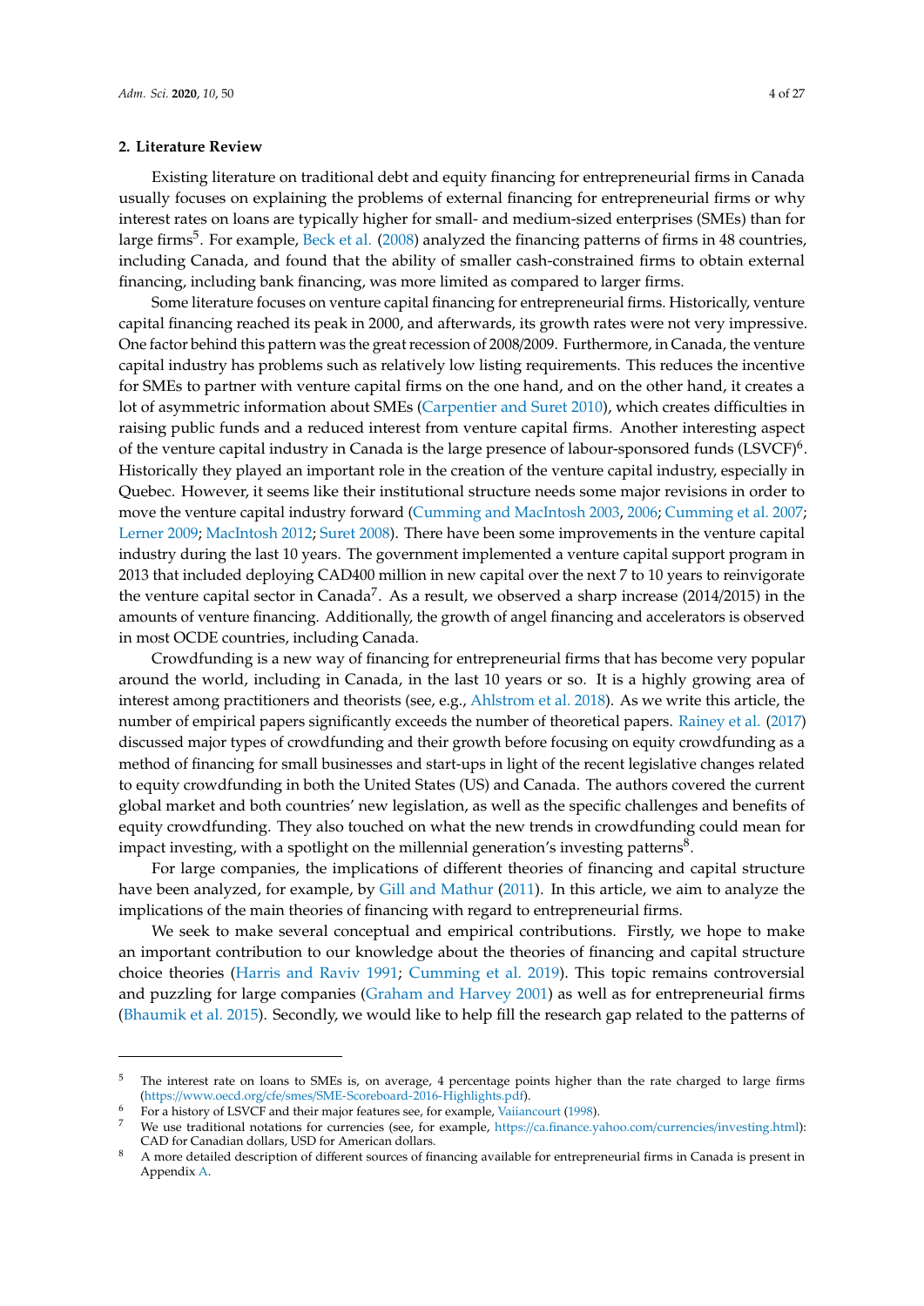## 2. Literature Review

Existing literature on traditional debt and equity financing for entrepreneurial firms in Canada usually focuses on explaining the problems of external financing for entrepreneurial firms or why interest rates on loans are typically higher for small- and medium-sized enterprises (SMEs) than for large firms[5]. For example, Beck et al. (2008) analyzed the financing patterns of firms in 48 countries, including Canada, and found that the ability of smaller cash-constrained firms to obtain external financing, including bank financing, was more limited as compared to larger firms.

Some literature focuses on venture capital financing for entrepreneurial firms. Historically, venture capital financing reached its peak in 2000, and afterwards, its growth rates were not very impressive. One factor behind this pattern was the great recession of 2008/2009. Furthermore, in Canada, the venture capital industry has problems such as relatively low listing requirements. This reduces the incentive for SMEs to partner with venture capital firms on the one hand, and on the other hand, it creates a lot of asymmetric information about SMEs (Carpentier and Suret 2010), which creates difficulties in raising public funds and a reduced interest from venture capital firms. Another interesting aspect of the venture capital industry in Canada is the large presence of labour-sponsored funds (LSVCF)[6]. Historically they played an important role in the creation of the venture capital industry, especially in Quebec. However, it seems like their institutional structure needs some major revisions in order to move the venture capital industry forward (Cumming and MacIntosh 2003, 2006; Cumming et al. 2007; Lerner 2009; MacIntosh 2012; Suret 2008). There have been some improvements in the venture capital industry during the last 10 years. The government implemented a venture capital support program in 2013 that included deploying CAD400 million in new capital over the next 7 to 10 years to reinvigorate the venture capital sector in Canada[7]. As a result, we observed a sharp increase (2014/2015) in the amounts of venture financing. Additionally, the growth of angel financing and accelerators is observed in most OCDE countries, including Canada.

Crowdfunding is a new way of financing for entrepreneurial firms that has become very popular around the world, including in Canada, in the last 10 years or so. It is a highly growing area of interest among practitioners and theorists (see, e.g., Ahlstrom et al. 2018). As we write this article, the number of empirical papers significantly exceeds the number of theoretical papers. Rainey et al. (2017) discussed major types of crowdfunding and their growth before focusing on equity crowdfunding as a method of financing for small businesses and start-ups in light of the recent legislative changes related to equity crowdfunding in both the United States (US) and Canada. The authors covered the current global market and both countries' new legislation, as well as the specific challenges and benefits of equity crowdfunding. They also touched on what the new trends in crowdfunding could mean for impact investing, with a spotlight on the millennial generation's investing patterns[8].

For large companies, the implications of different theories of financing and capital structure have been analyzed, for example, by Gill and Mathur (2011). In this article, we aim to analyze the implications of the main theories of financing with regard to entrepreneurial firms.

We seek to make several conceptual and empirical contributions. Firstly, we hope to make an important contribution to our knowledge about the theories of financing and capital structure choice theories (Harris and Raviv 1991; Cumming et al. 2019). This topic remains controversial and puzzling for large companies (Graham and Harvey 2001) as well as for entrepreneurial firms (Bhaumik et al. 2015). Secondly, we would like to help fill the research gap related to the patterns of

---

[5] The interest rate on loans to SMEs is, on average, 4 percentage points higher than the rate charged to large firms (https://www.oecd.org/cfe/smes/SME-Scoreboard-2016-Highlights.pdf).

[6] For a history of LSVCF and their major features see, for example, Vaiiancourt (1998).

[7] We use traditional notations for currencies (see, for example, https://ca.finance.yahoo.com/currencies/investing.html): CAD for Canadian dollars, USD for American dollars.

[8] A more detailed description of different sources of financing available for entrepreneurial firms in Canada is present in Appendix A.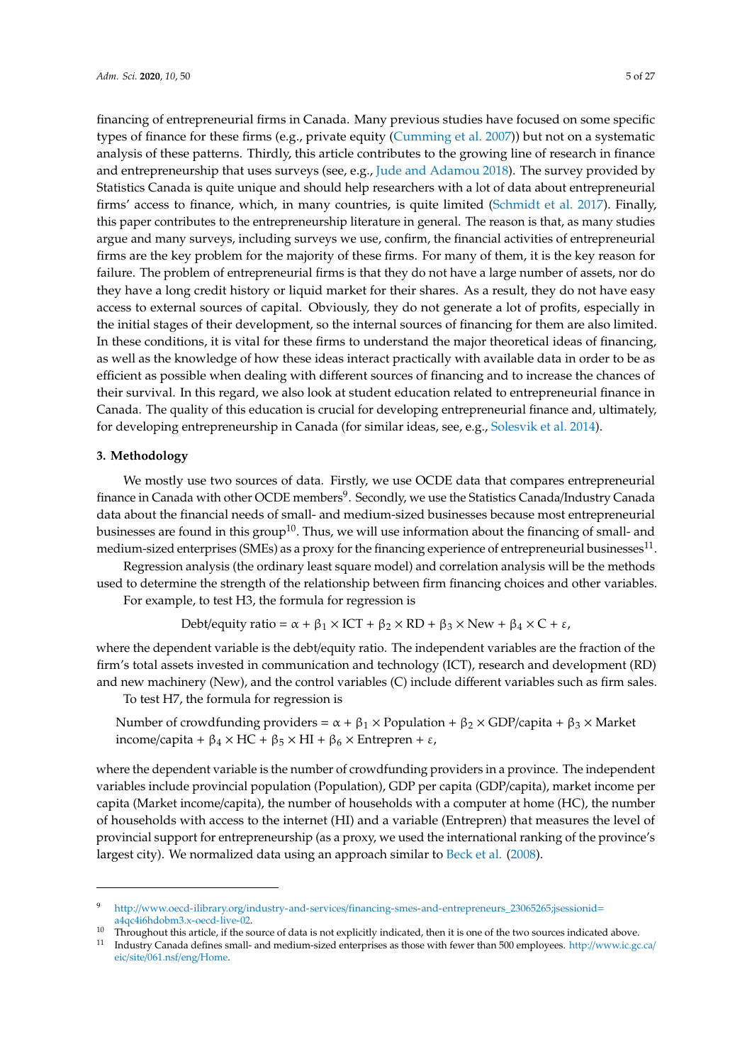financing of entrepreneurial firms in Canada. Many previous studies have focused on some specific types of finance for these firms (e.g., private equity (Cumming et al. 2007)) but not on a systematic analysis of these patterns. Thirdly, this article contributes to the growing line of research in finance and entrepreneurship that uses surveys (see, e.g., Jude and Adamou 2018). The survey provided by Statistics Canada is quite unique and should help researchers with a lot of data about entrepreneurial firms' access to finance, which, in many countries, is quite limited (Schmidt et al. 2017). Finally, this paper contributes to the entrepreneurship literature in general. The reason is that, as many studies argue and many surveys, including surveys we use, confirm, the financial activities of entrepreneurial firms are the key problem for the majority of these firms. For many of them, it is the key reason for failure. The problem of entrepreneurial firms is that they do not have a large number of assets, nor do they have a long credit history or liquid market for their shares. As a result, they do not have easy access to external sources of capital. Obviously, they do not generate a lot of profits, especially in the initial stages of their development, so the internal sources of financing for them are also limited. In these conditions, it is vital for these firms to understand the major theoretical ideas of financing, as well as the knowledge of how these ideas interact practically with available data in order to be as efficient as possible when dealing with different sources of financing and to increase the chances of their survival. In this regard, we also look at student education related to entrepreneurial finance in Canada. The quality of this education is crucial for developing entrepreneurial finance and, ultimately, for developing entrepreneurship in Canada (for similar ideas, see, e.g., Solesvik et al. 2014).

## 3. Methodology

We mostly use two sources of data. Firstly, we use OCDE data that compares entrepreneurial finance in Canada with other OCDE members[9]. Secondly, we use the Statistics Canada/Industry Canada data about the financial needs of small- and medium-sized businesses because most entrepreneurial businesses are found in this group[10]. Thus, we will use information about the financing of small- and medium-sized enterprises (SMEs) as a proxy for the financing experience of entrepreneurial businesses[11].

Regression analysis (the ordinary least square model) and correlation analysis will be the methods used to determine the strength of the relationship between firm financing choices and other variables.

For example, to test H3, the formula for regression is

$$\text{Debt/equity ratio} = \alpha + \beta_1 \times \text{ICT} + \beta_2 \times \text{RD} + \beta_3 \times \text{New} + \beta_4 \times \text{C} + \varepsilon,$$

where the dependent variable is the debt/equity ratio. The independent variables are the fraction of the firm's total assets invested in communication and technology (ICT), research and development (RD) and new machinery (New), and the control variables (C) include different variables such as firm sales.

To test H7, the formula for regression is

$$\text{Number of crowdfunding providers} = \alpha + \beta_1 \times \text{Population} + \beta_2 \times \text{GDP/capita} + \beta_3 \times \text{Market income/capita} + \beta_4 \times \text{HC} + \beta_5 \times \text{HI} + \beta_6 \times \text{Entrepren} + \varepsilon,$$

where the dependent variable is the number of crowdfunding providers in a province. The independent variables include provincial population (Population), GDP per capita (GDP/capita), market income per capita (Market income/capita), the number of households with a computer at home (HC), the number of households with access to the internet (HI) and a variable (Entrepren) that measures the level of provincial support for entrepreneurship (as a proxy, we used the international ranking of the province's largest city). We normalized data using an approach similar to Beck et al. (2008).

---

[9] http://www.oecd-ilibrary.org/industry-and-services/financing-smes-and-entrepreneurs_23065265;jsessionid=a4qc4i6hdobm3.x-oecd-live-02.

[10] Throughout this article, if the source of data is not explicitly indicated, then it is one of the two sources indicated above.

[11] Industry Canada defines small- and medium-sized enterprises as those with fewer than 500 employees. http://www.ic.gc.ca/eic/site/061.nsf/eng/Home.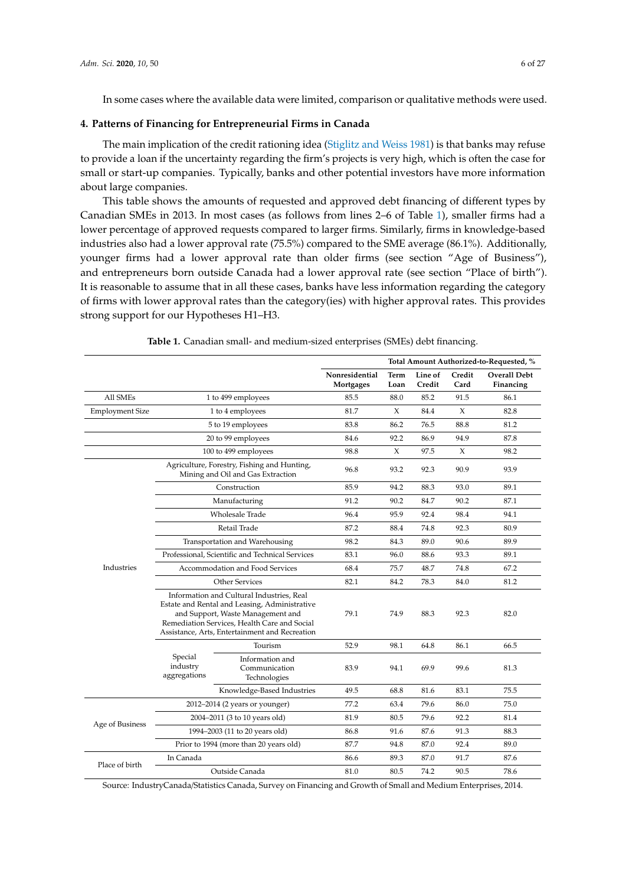In some cases where the available data were limited, comparison or qualitative methods were used.

## 4. Patterns of Financing for Entrepreneurial Firms in Canada

The main implication of the credit rationing idea (Stiglitz and Weiss 1981) is that banks may refuse to provide a loan if the uncertainty regarding the firm's projects is very high, which is often the case for small or start-up companies. Typically, banks and other potential investors have more information about large companies.

This table shows the amounts of requested and approved debt financing of different types by Canadian SMEs in 2013. In most cases (as follows from lines 2–6 of Table 1), smaller firms had a lower percentage of approved requests compared to larger firms. Similarly, firms in knowledge-based industries also had a lower approval rate (75.5%) compared to the SME average (86.1%). Additionally, younger firms had a lower approval rate than older firms (see section "Age of Business"), and entrepreneurs born outside Canada had a lower approval rate (see section "Place of birth"). It is reasonable to assume that in all these cases, banks have less information regarding the category of firms with lower approval rates than the category(ies) with higher approval rates. This provides strong support for our Hypotheses H1–H3.

**Table 1.** Canadian small- and medium-sized enterprises (SMEs) debt financing.

| | | | Total Amount Authorized-to-Requested, % | | | | |
|---|---|---|---|---|---|---|---|
| | | | **Nonresidential Mortgages** | **Term Loan** | **Line of Credit** | **Credit Card** | **Overall Debt Financing** |
| All SMEs | 1 to 499 employees | | 85.5 | 88.0 | 85.2 | 91.5 | 86.1 |
| Employment Size | 1 to 4 employees | | 81.7 | X | 84.4 | X | 82.8 |
| | 5 to 19 employees | | 83.8 | 86.2 | 76.5 | 88.8 | 81.2 |
| | 20 to 99 employees | | 84.6 | 92.2 | 86.9 | 94.9 | 87.8 |
| | 100 to 499 employees | | 98.8 | X | 97.5 | X | 98.2 |
| Industries | Agriculture, Forestry, Fishing and Hunting, Mining and Oil and Gas Extraction | | 96.8 | 93.2 | 92.3 | 90.9 | 93.9 |
| | Construction | | 85.9 | 94.2 | 88.3 | 93.0 | 89.1 |
| | Manufacturing | | 91.2 | 90.2 | 84.7 | 90.2 | 87.1 |
| | Wholesale Trade | | 96.4 | 95.9 | 92.4 | 98.4 | 94.1 |
| | Retail Trade | | 87.2 | 88.4 | 74.8 | 92.3 | 80.9 |
| | Transportation and Warehousing | | 98.2 | 84.3 | 89.0 | 90.6 | 89.9 |
| | Professional, Scientific and Technical Services | | 83.1 | 96.0 | 88.6 | 93.3 | 89.1 |
| | Accommodation and Food Services | | 68.4 | 75.7 | 48.7 | 74.8 | 67.2 |
| | Other Services | | 82.1 | 84.2 | 78.3 | 84.0 | 81.2 |
| | Information and Cultural Industries, Real Estate and Rental and Leasing, Administrative and Support, Waste Management and Remediation Services, Health Care and Social Assistance, Arts, Entertainment and Recreation | | 79.1 | 74.9 | 88.3 | 92.3 | 82.0 |
| | Special industry aggregations | Tourism | 52.9 | 98.1 | 64.8 | 86.1 | 66.5 |
| | | Information and Communication Technologies | 83.9 | 94.1 | 69.9 | 99.6 | 81.3 |
| | | Knowledge-Based Industries | 49.5 | 68.8 | 81.6 | 83.1 | 75.5 |
| Age of Business | 2012–2014 (2 years or younger) | | 77.2 | 63.4 | 79.6 | 86.0 | 75.0 |
| | 2004–2011 (3 to 10 years old) | | 81.9 | 80.5 | 79.6 | 92.2 | 81.4 |
| | 1994–2003 (11 to 20 years old) | | 86.8 | 91.6 | 87.6 | 91.3 | 88.3 |
| | Prior to 1994 (more than 20 years old) | | 87.7 | 94.8 | 87.0 | 92.4 | 89.0 |
| Place of birth | In Canada | | 86.6 | 89.3 | 87.0 | 91.7 | 87.6 |
| | Outside Canada | | 81.0 | 80.5 | 74.2 | 90.5 | 78.6 |

Source: IndustryCanada/Statistics Canada, Survey on Financing and Growth of Small and Medium Enterprises, 2014.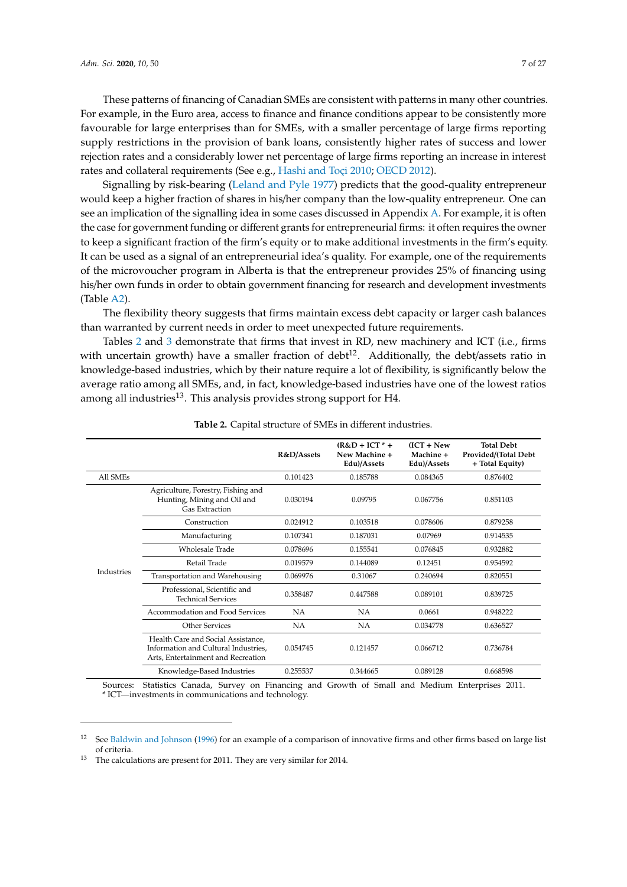These patterns of financing of Canadian SMEs are consistent with patterns in many other countries. For example, in the Euro area, access to finance and finance conditions appear to be consistently more favourable for large enterprises than for SMEs, with a smaller percentage of large firms reporting supply restrictions in the provision of bank loans, consistently higher rates of success and lower rejection rates and a considerably lower net percentage of large firms reporting an increase in interest rates and collateral requirements (See e.g., Hashi and Toçi 2010; OECD 2012).

Signalling by risk-bearing (Leland and Pyle 1977) predicts that the good-quality entrepreneur would keep a higher fraction of shares in his/her company than the low-quality entrepreneur. One can see an implication of the signalling idea in some cases discussed in Appendix A. For example, it is often the case for government funding or different grants for entrepreneurial firms: it often requires the owner to keep a significant fraction of the firm's equity or to make additional investments in the firm's equity. It can be used as a signal of an entrepreneurial idea's quality. For example, one of the requirements of the microvoucher program in Alberta is that the entrepreneur provides 25% of financing using his/her own funds in order to obtain government financing for research and development investments (Table A2).

The flexibility theory suggests that firms maintain excess debt capacity or larger cash balances than warranted by current needs in order to meet unexpected future requirements.

Tables 2 and 3 demonstrate that firms that invest in RD, new machinery and ICT (i.e., firms with uncertain growth) have a smaller fraction of debt[12]. Additionally, the debt/assets ratio in knowledge-based industries, which by their nature require a lot of flexibility, is significantly below the average ratio among all SMEs, and, in fact, knowledge-based industries have one of the lowest ratios among all industries[13]. This analysis provides strong support for H4.

**Table 2.** Capital structure of SMEs in different industries.

| | | R&D/Assets | (R&D + ICT * + New Machine + Edu)/Assets | (ICT + New Machine + Edu)/Assets | Total Debt Provided/(Total Debt + Total Equity) |
|---|---|---|---|---|---|
| All SMEs | | 0.101423 | 0.185788 | 0.084365 | 0.876402 |
| Industries | Agriculture, Forestry, Fishing and Hunting, Mining and Oil and Gas Extraction | 0.030194 | 0.09795 | 0.067756 | 0.851103 |
| | Construction | 0.024912 | 0.103518 | 0.078606 | 0.879258 |
| | Manufacturing | 0.107341 | 0.187031 | 0.07969 | 0.914535 |
| | Wholesale Trade | 0.078696 | 0.155541 | 0.076845 | 0.932882 |
| | Retail Trade | 0.019579 | 0.144089 | 0.12451 | 0.954592 |
| | Transportation and Warehousing | 0.069976 | 0.31067 | 0.240694 | 0.820551 |
| | Professional, Scientific and Technical Services | 0.358487 | 0.447588 | 0.089101 | 0.839725 |
| | Accommodation and Food Services | NA | NA | 0.0661 | 0.948222 |
| | Other Services | NA | NA | 0.034778 | 0.636527 |
| | Health Care and Social Assistance, Information and Cultural Industries, Arts, Entertainment and Recreation | 0.054745 | 0.121457 | 0.066712 | 0.736784 |
| | Knowledge-Based Industries | 0.255537 | 0.344665 | 0.089128 | 0.668598 |

Sources: Statistics Canada, Survey on Financing and Growth of Small and Medium Enterprises 2011.
* ICT—investments in communications and technology.

[12] See Baldwin and Johnson (1996) for an example of a comparison of innovative firms and other firms based on large list of criteria.

[13] The calculations are present for 2011. They are very similar for 2014.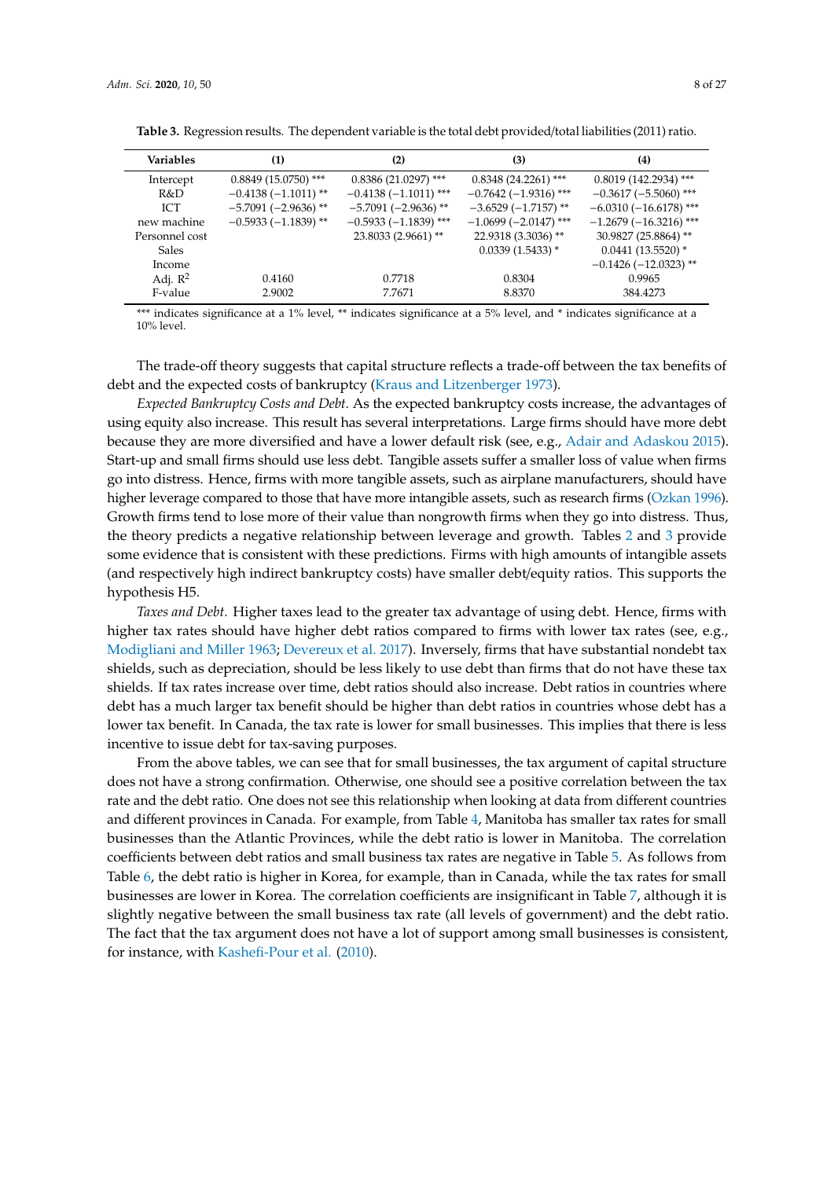**Table 3.** Regression results. The dependent variable is the total debt provided/total liabilities (2011) ratio.

| Variables | (1) | (2) | (3) | (4) |
|---|---|---|---|---|
| Intercept | 0.8849 (15.0750) *** | 0.8386 (21.0297) *** | 0.8348 (24.2261) *** | 0.8019 (142.2934) *** |
| R&D | −0.4138 (−1.1011) ** | −0.4138 (−1.1011) *** | −0.7642 (−1.9316) *** | −0.3617 (−5.5060) *** |
| ICT | −5.7091 (−2.9636) ** | −5.7091 (−2.9636) ** | −3.6529 (−1.7157) ** | −6.0310 (−16.6178) *** |
| new machine | −0.5933 (−1.1839) ** | −0.5933 (−1.1839) *** | −1.0699 (−2.0147) *** | −1.2679 (−16.3216) *** |
| Personnel cost | | 23.8033 (2.9661) ** | 22.9318 (3.3036) ** | 30.9827 (25.8864) ** |
| Sales | | | 0.0339 (1.5433) * | 0.0441 (13.5520) * |
| Income | | | | −0.1426 (−12.0323) ** |
| Adj. $R^2$ | 0.4160 | 0.7718 | 0.8304 | 0.9965 |
| F-value | 2.9002 | 7.7671 | 8.8370 | 384.4273 |

*** indicates significance at a 1% level, ** indicates significance at a 5% level, and * indicates significance at a 10% level.

The trade-off theory suggests that capital structure reflects a trade-off between the tax benefits of debt and the expected costs of bankruptcy (Kraus and Litzenberger 1973).

*Expected Bankruptcy Costs and Debt.* As the expected bankruptcy costs increase, the advantages of using equity also increase. This result has several interpretations. Large firms should have more debt because they are more diversified and have a lower default risk (see, e.g., Adair and Adaskou 2015). Start-up and small firms should use less debt. Tangible assets suffer a smaller loss of value when firms go into distress. Hence, firms with more tangible assets, such as airplane manufacturers, should have higher leverage compared to those that have more intangible assets, such as research firms (Ozkan 1996). Growth firms tend to lose more of their value than nongrowth firms when they go into distress. Thus, the theory predicts a negative relationship between leverage and growth. Tables 2 and 3 provide some evidence that is consistent with these predictions. Firms with high amounts of intangible assets (and respectively high indirect bankruptcy costs) have smaller debt/equity ratios. This supports the hypothesis H5.

*Taxes and Debt.* Higher taxes lead to the greater tax advantage of using debt. Hence, firms with higher tax rates should have higher debt ratios compared to firms with lower tax rates (see, e.g., Modigliani and Miller 1963; Devereux et al. 2017). Inversely, firms that have substantial nondebt tax shields, such as depreciation, should be less likely to use debt than firms that do not have these tax shields. If tax rates increase over time, debt ratios should also increase. Debt ratios in countries where debt has a much larger tax benefit should be higher than debt ratios in countries whose debt has a lower tax benefit. In Canada, the tax rate is lower for small businesses. This implies that there is less incentive to issue debt for tax-saving purposes.

From the above tables, we can see that for small businesses, the tax argument of capital structure does not have a strong confirmation. Otherwise, one should see a positive correlation between the tax rate and the debt ratio. One does not see this relationship when looking at data from different countries and different provinces in Canada. For example, from Table 4, Manitoba has smaller tax rates for small businesses than the Atlantic Provinces, while the debt ratio is lower in Manitoba. The correlation coefficients between debt ratios and small business tax rates are negative in Table 5. As follows from Table 6, the debt ratio is higher in Korea, for example, than in Canada, while the tax rates for small businesses are lower in Korea. The correlation coefficients are insignificant in Table 7, although it is slightly negative between the small business tax rate (all levels of government) and the debt ratio. The fact that the tax argument does not have a lot of support among small businesses is consistent, for instance, with Kashefi-Pour et al. (2010).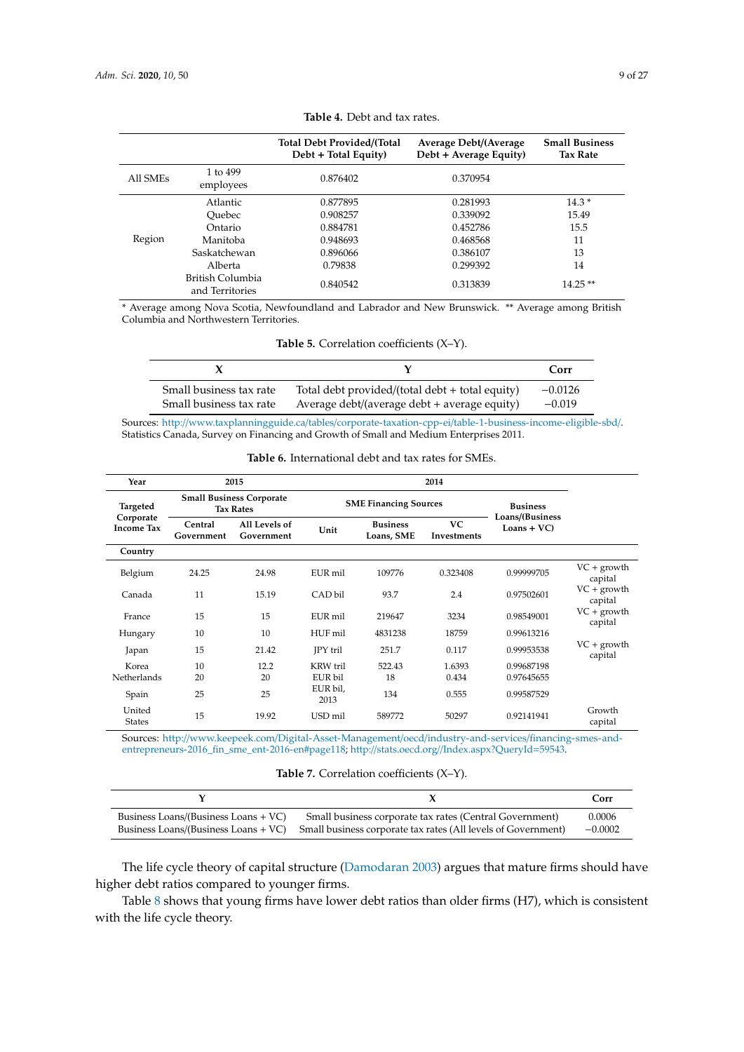**Table 4.** Debt and tax rates.

| | | Total Debt Provided/(Total Debt + Total Equity) | Average Debt/(Average Debt + Average Equity) | Small Business Tax Rate |
|---|---|---|---|---|
| All SMEs | 1 to 499 employees | 0.876402 | 0.370954 | |
| Region | Atlantic | 0.877895 | 0.281993 | 14.3 * |
| | Quebec | 0.908257 | 0.339092 | 15.49 |
| | Ontario | 0.884781 | 0.452786 | 15.5 |
| | Manitoba | 0.948693 | 0.468568 | 11 |
| | Saskatchewan | 0.896066 | 0.386107 | 13 |
| | Alberta | 0.79838 | 0.299392 | 14 |
| | British Columbia and Territories | 0.840542 | 0.313839 | 14.25 ** |

* Average among Nova Scotia, Newfoundland and Labrador and New Brunswick. ** Average among British Columbia and Northwestern Territories.

**Table 5.** Correlation coefficients (X–Y).

| X | Y | Corr |
|---|---|---|
| Small business tax rate | Total debt provided/(total debt + total equity) | −0.0126 |
| Small business tax rate | Average debt/(average debt + average equity) | −0.019 |

Sources: http://www.taxplanningguide.ca/tables/corporate-taxation-cpp-ei/table-1-business-income-eligible-sbd/. Statistics Canada, Survey on Financing and Growth of Small and Medium Enterprises 2011.

**Table 6.** International debt and tax rates for SMEs.

| Year | 2015 | | 2014 | | | | |
|---|---|---|---|---|---|---|---|
| Targeted Corporate Income Tax | Small Business Corporate Tax Rates | | SME Financing Sources | | | Business Loans/(Business Loans + VC) | |
| | Central Government | All Levels of Government | Unit | Business Loans, SME | VC Investments | | |
| Country | | | | | | | |
| Belgium | 24.25 | 24.98 | EUR mil | 109776 | 0.323408 | 0.99999705 | VC + growth capital |
| Canada | 11 | 15.19 | CAD bil | 93.7 | 2.4 | 0.97502601 | VC + growth capital |
| France | 15 | 15 | EUR mil | 219647 | 3234 | 0.98549001 | VC + growth capital |
| Hungary | 10 | 10 | HUF mil | 4831238 | 18759 | 0.99613216 | |
| Japan | 15 | 21.42 | JPY tril | 251.7 | 0.117 | 0.99953538 | VC + growth capital |
| Korea | 10 | 12.2 | KRW tril | 522.43 | 1.6393 | 0.99687198 | |
| Netherlands | 20 | 20 | EUR bil | 18 | 0.434 | 0.97645655 | |
| Spain | 25 | 25 | EUR bil, 2013 | 134 | 0.555 | 0.99587529 | |
| United States | 15 | 19.92 | USD mil | 589772 | 50297 | 0.92141941 | Growth capital |

Sources: http://www.keepeek.com/Digital-Asset-Management/oecd/industry-and-services/financing-smes-and-entrepreneurs-2016_fin_sme_ent-2016-en#page118; http://stats.oecd.org//Index.aspx?QueryId=59543.

**Table 7.** Correlation coefficients (X–Y).

| Y | X | Corr |
|---|---|---|
| Business Loans/(Business Loans + VC) | Small business corporate tax rates (Central Government) | 0.0006 |
| Business Loans/(Business Loans + VC) | Small business corporate tax rates (All levels of Government) | −0.0002 |

The life cycle theory of capital structure (Damodaran 2003) argues that mature firms should have higher debt ratios compared to younger firms.

Table 8 shows that young firms have lower debt ratios than older firms (H7), which is consistent with the life cycle theory.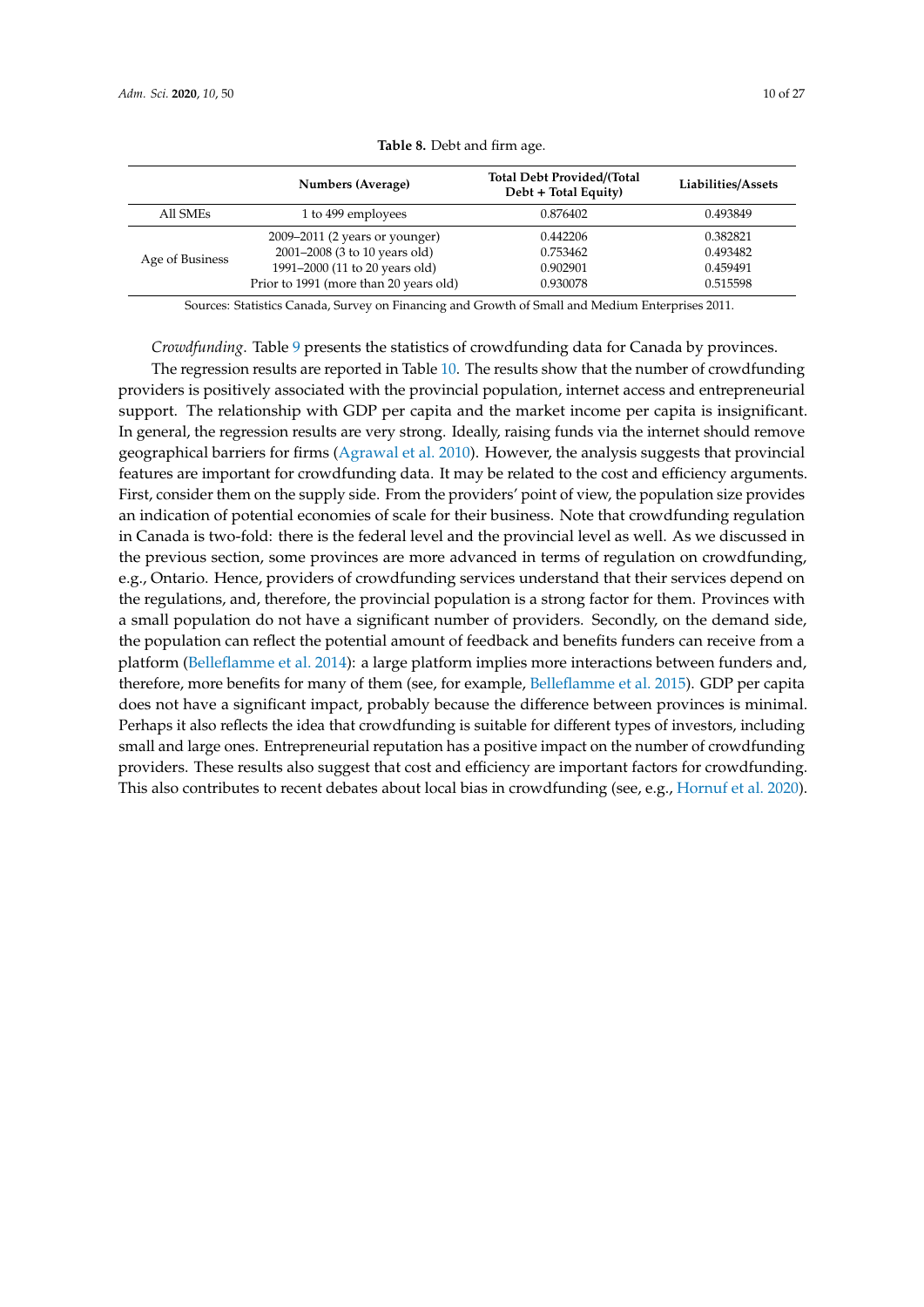**Table 8.** Debt and firm age.

| | Numbers (Average) | Total Debt Provided/(Total Debt + Total Equity) | Liabilities/Assets |
|---|---|---|---|
| All SMEs | 1 to 499 employees | 0.876402 | 0.493849 |
| Age of Business | 2009–2011 (2 years or younger) | 0.442206 | 0.382821 |
| | 2001–2008 (3 to 10 years old) | 0.753462 | 0.493482 |
| | 1991–2000 (11 to 20 years old) | 0.902901 | 0.459491 |
| | Prior to 1991 (more than 20 years old) | 0.930078 | 0.515598 |

Sources: Statistics Canada, Survey on Financing and Growth of Small and Medium Enterprises 2011.

*Crowdfunding*. Table 9 presents the statistics of crowdfunding data for Canada by provinces.

The regression results are reported in Table 10. The results show that the number of crowdfunding providers is positively associated with the provincial population, internet access and entrepreneurial support. The relationship with GDP per capita and the market income per capita is insignificant. In general, the regression results are very strong. Ideally, raising funds via the internet should remove geographical barriers for firms (Agrawal et al. 2010). However, the analysis suggests that provincial features are important for crowdfunding data. It may be related to the cost and efficiency arguments. First, consider them on the supply side. From the providers' point of view, the population size provides an indication of potential economies of scale for their business. Note that crowdfunding regulation in Canada is two-fold: there is the federal level and the provincial level as well. As we discussed in the previous section, some provinces are more advanced in terms of regulation on crowdfunding, e.g., Ontario. Hence, providers of crowdfunding services understand that their services depend on the regulations, and, therefore, the provincial population is a strong factor for them. Provinces with a small population do not have a significant number of providers. Secondly, on the demand side, the population can reflect the potential amount of feedback and benefits funders can receive from a platform (Belleflamme et al. 2014): a large platform implies more interactions between funders and, therefore, more benefits for many of them (see, for example, Belleflamme et al. 2015). GDP per capita does not have a significant impact, probably because the difference between provinces is minimal. Perhaps it also reflects the idea that crowdfunding is suitable for different types of investors, including small and large ones. Entrepreneurial reputation has a positive impact on the number of crowdfunding providers. These results also suggest that cost and efficiency are important factors for crowdfunding. This also contributes to recent debates about local bias in crowdfunding (see, e.g., Hornuf et al. 2020).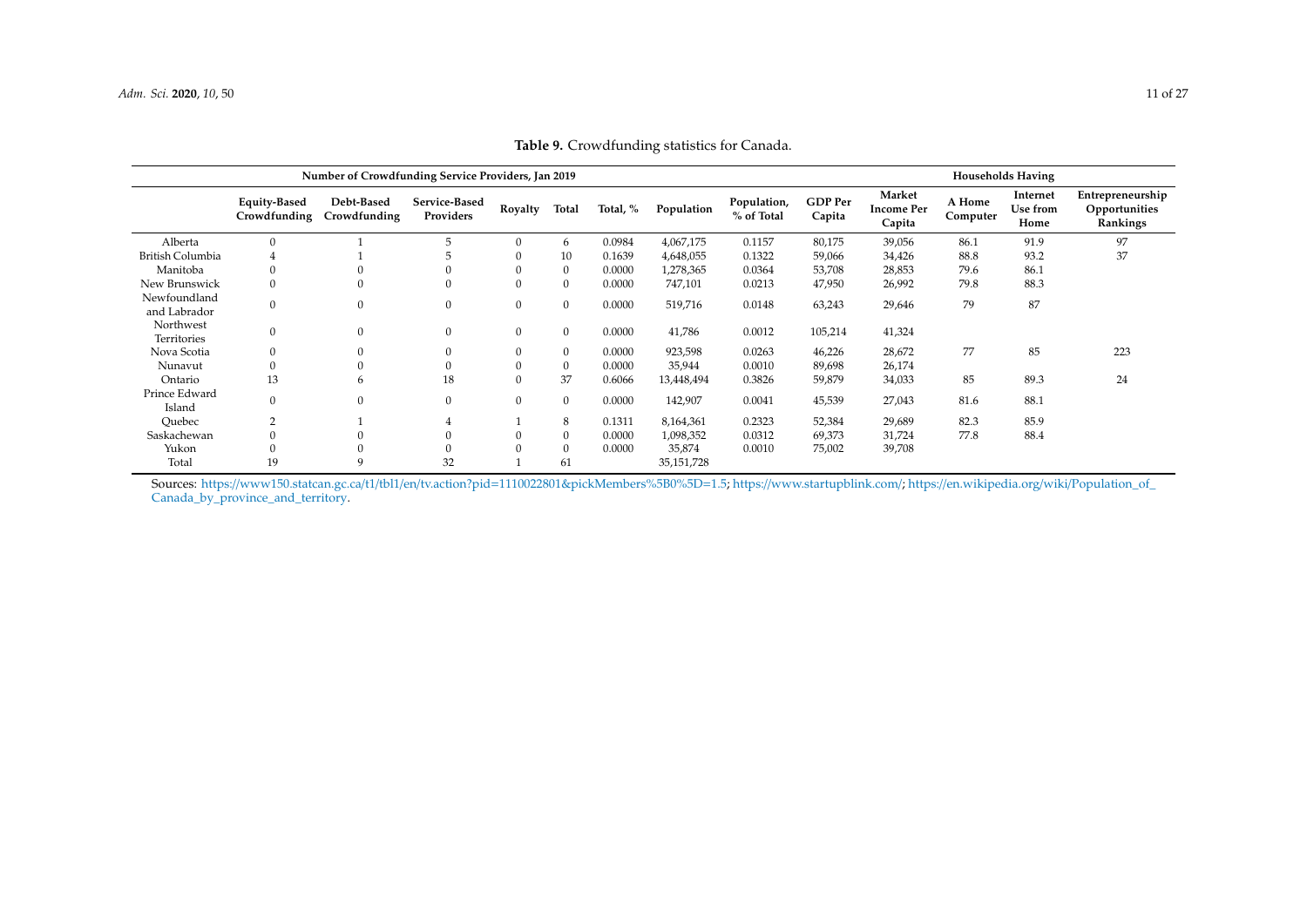**Table 9.** Crowdfunding statistics for Canada.

| | Number of Crowdfunding Service Providers, Jan 2019 | | | | | | | | | | Households Having | | |
|---|---|---|---|---|---|---|---|---|---|---|---|---|---|
| | Equity-Based Crowdfunding | Debt-Based Crowdfunding | Service-Based Providers | Royalty | Total | Total, % | Population | Population, % of Total | GDP Per Capita | Market Income Per Capita | A Home Computer | Internet Use from Home | Entrepreneurship Opportunities Rankings |
| Alberta | 0 | 1 | 5 | 0 | 6 | 0.0984 | 4,067,175 | 0.1157 | 80,175 | 39,056 | 86.1 | 91.9 | 97 |
| British Columbia | 4 | 1 | 5 | 0 | 10 | 0.1639 | 4,648,055 | 0.1322 | 59,066 | 34,426 | 88.8 | 93.2 | 37 |
| Manitoba | 0 | 0 | 0 | 0 | 0 | 0.0000 | 1,278,365 | 0.0364 | 53,708 | 28,853 | 79.6 | 86.1 | |
| New Brunswick | 0 | 0 | 0 | 0 | 0 | 0.0000 | 747,101 | 0.0213 | 47,950 | 26,992 | 79.8 | 88.3 | |
| Newfoundland and Labrador | 0 | 0 | 0 | 0 | 0 | 0.0000 | 519,716 | 0.0148 | 63,243 | 29,646 | 79 | 87 | |
| Northwest Territories | 0 | 0 | 0 | 0 | 0 | 0.0000 | 41,786 | 0.0012 | 105,214 | 41,324 | | | |
| Nova Scotia | 0 | 0 | 0 | 0 | 0 | 0.0000 | 923,598 | 0.0263 | 46,226 | 28,672 | 77 | 85 | 223 |
| Nunavut | 0 | 0 | 0 | 0 | 0 | 0.0000 | 35,944 | 0.0010 | 89,698 | 26,174 | | | |
| Ontario | 13 | 6 | 18 | 0 | 37 | 0.6066 | 13,448,494 | 0.3826 | 59,879 | 34,033 | 85 | 89.3 | 24 |
| Prince Edward Island | 0 | 0 | 0 | 0 | 0 | 0.0000 | 142,907 | 0.0041 | 45,539 | 27,043 | 81.6 | 88.1 | |
| Quebec | 2 | 1 | 4 | 1 | 8 | 0.1311 | 8,164,361 | 0.2323 | 52,384 | 29,689 | 82.3 | 85.9 | |
| Saskachewan | 0 | 0 | 0 | 0 | 0 | 0.0000 | 1,098,352 | 0.0312 | 69,373 | 31,724 | 77.8 | 88.4 | |
| Yukon | 0 | 0 | 0 | 0 | 0 | 0.0000 | 35,874 | 0.0010 | 75,002 | 39,708 | | | |
| Total | 19 | 9 | 32 | 1 | 61 | | 35,151,728 | | | | | | |

Sources: https://www150.statcan.gc.ca/t1/tbl1/en/tv.action?pid=1110022801&pickMembers%5B0%5D=1.5; https://www.startupblink.com/; https://en.wikipedia.org/wiki/Population_of_Canada_by_province_and_territory.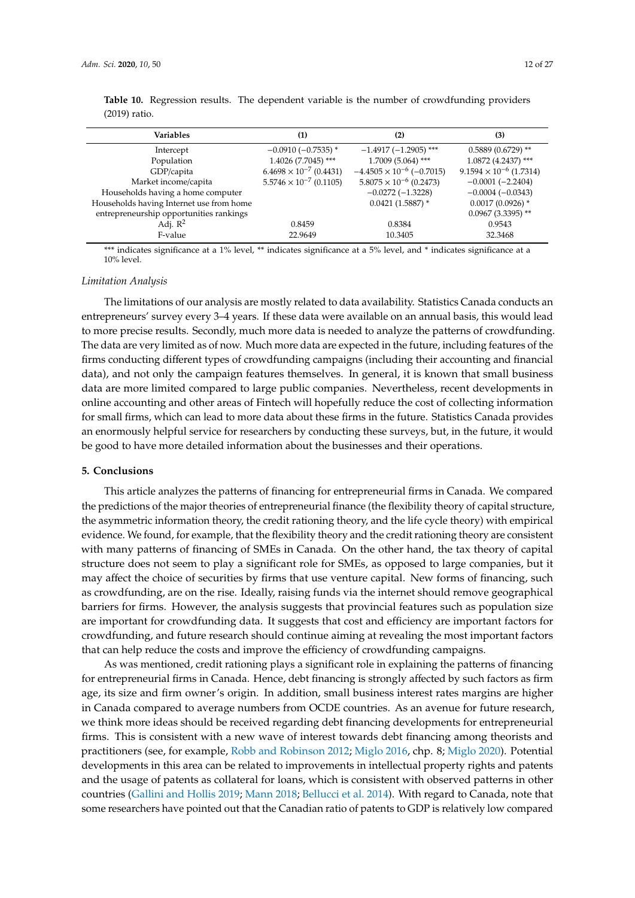**Table 10.** Regression results. The dependent variable is the number of crowdfunding providers (2019) ratio.

| Variables | (1) | (2) | (3) |
|---|---|---|---|
| Intercept | −0.0910 (−0.7535) * | −1.4917 (−1.2905) *** | 0.5889 (0.6729) ** |
| Population | 1.4026 (7.7045) *** | 1.7009 (5.064) *** | 1.0872 (4.2437) *** |
| GDP/capita | $6.4698 \times 10^{-7}$ (0.4431) | $-4.4505 \times 10^{-6}$ (−0.7015) | $9.1594 \times 10^{-6}$ (1.7314) |
| Market income/capita | $5.5746 \times 10^{-7}$ (0.1105) | $5.8075 \times 10^{-6}$ (0.2473) | −0.0001 (−2.2404) |
| Households having a home computer | | −0.0272 (−1.3228) | −0.0004 (−0.0343) |
| Households having Internet use from home | | 0.0421 (1.5887) * | 0.0017 (0.0926) * |
| entrepreneurship opportunities rankings | | | 0.0967 (3.3395) ** |
| Adj. $R^2$ | 0.8459 | 0.8384 | 0.9543 |
| F-value | 22.9649 | 10.3405 | 32.3468 |

*** indicates significance at a 1% level, ** indicates significance at a 5% level, and * indicates significance at a 10% level.

*Limitation Analysis*

The limitations of our analysis are mostly related to data availability. Statistics Canada conducts an entrepreneurs' survey every 3–4 years. If these data were available on an annual basis, this would lead to more precise results. Secondly, much more data is needed to analyze the patterns of crowdfunding. The data are very limited as of now. Much more data are expected in the future, including features of the firms conducting different types of crowdfunding campaigns (including their accounting and financial data), and not only the campaign features themselves. In general, it is known that small business data are more limited compared to large public companies. Nevertheless, recent developments in online accounting and other areas of Fintech will hopefully reduce the cost of collecting information for small firms, which can lead to more data about these firms in the future. Statistics Canada provides an enormously helpful service for researchers by conducting these surveys, but, in the future, it would be good to have more detailed information about the businesses and their operations.

## 5. Conclusions

This article analyzes the patterns of financing for entrepreneurial firms in Canada. We compared the predictions of the major theories of entrepreneurial finance (the flexibility theory of capital structure, the asymmetric information theory, the credit rationing theory, and the life cycle theory) with empirical evidence. We found, for example, that the flexibility theory and the credit rationing theory are consistent with many patterns of financing of SMEs in Canada. On the other hand, the tax theory of capital structure does not seem to play a significant role for SMEs, as opposed to large companies, but it may affect the choice of securities by firms that use venture capital. New forms of financing, such as crowdfunding, are on the rise. Ideally, raising funds via the internet should remove geographical barriers for firms. However, the analysis suggests that provincial features such as population size are important for crowdfunding data. It suggests that cost and efficiency are important factors for crowdfunding, and future research should continue aiming at revealing the most important factors that can help reduce the costs and improve the efficiency of crowdfunding campaigns.

As was mentioned, credit rationing plays a significant role in explaining the patterns of financing for entrepreneurial firms in Canada. Hence, debt financing is strongly affected by such factors as firm age, its size and firm owner's origin. In addition, small business interest rates margins are higher in Canada compared to average numbers from OCDE countries. As an avenue for future research, we think more ideas should be received regarding debt financing developments for entrepreneurial firms. This is consistent with a new wave of interest towards debt financing among theorists and practitioners (see, for example, Robb and Robinson 2012; Miglo 2016, chp. 8; Miglo 2020). Potential developments in this area can be related to improvements in intellectual property rights and patents and the usage of patents as collateral for loans, which is consistent with observed patterns in other countries (Gallini and Hollis 2019; Mann 2018; Bellucci et al. 2014). With regard to Canada, note that some researchers have pointed out that the Canadian ratio of patents to GDP is relatively low compared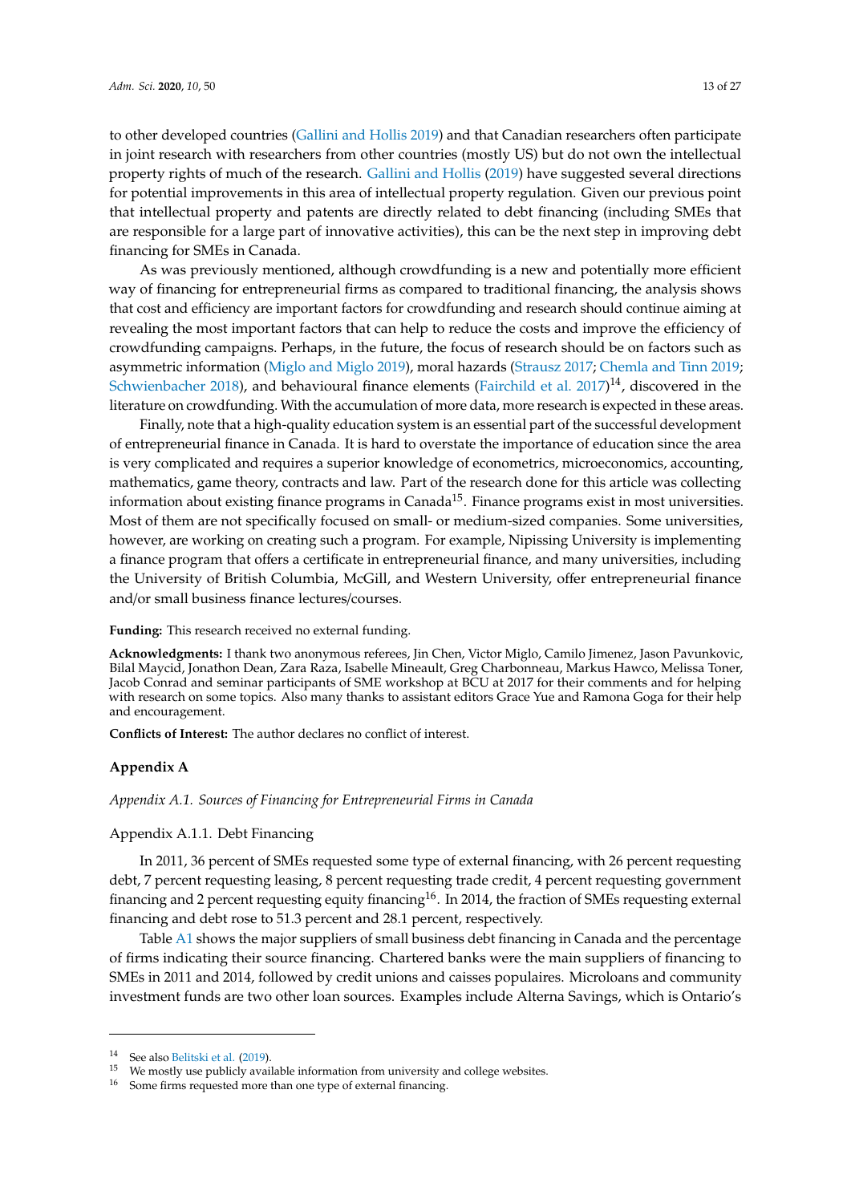to other developed countries (Gallini and Hollis 2019) and that Canadian researchers often participate in joint research with researchers from other countries (mostly US) but do not own the intellectual property rights of much of the research. Gallini and Hollis (2019) have suggested several directions for potential improvements in this area of intellectual property regulation. Given our previous point that intellectual property and patents are directly related to debt financing (including SMEs that are responsible for a large part of innovative activities), this can be the next step in improving debt financing for SMEs in Canada.

As was previously mentioned, although crowdfunding is a new and potentially more efficient way of financing for entrepreneurial firms as compared to traditional financing, the analysis shows that cost and efficiency are important factors for crowdfunding and research should continue aiming at revealing the most important factors that can help to reduce the costs and improve the efficiency of crowdfunding campaigns. Perhaps, in the future, the focus of research should be on factors such as asymmetric information (Miglo and Miglo 2019), moral hazards (Strausz 2017; Chemla and Tinn 2019; Schwienbacher 2018), and behavioural finance elements (Fairchild et al. 2017)[14], discovered in the literature on crowdfunding. With the accumulation of more data, more research is expected in these areas.

Finally, note that a high-quality education system is an essential part of the successful development of entrepreneurial finance in Canada. It is hard to overstate the importance of education since the area is very complicated and requires a superior knowledge of econometrics, microeconomics, accounting, mathematics, game theory, contracts and law. Part of the research done for this article was collecting information about existing finance programs in Canada[15]. Finance programs exist in most universities. Most of them are not specifically focused on small- or medium-sized companies. Some universities, however, are working on creating such a program. For example, Nipissing University is implementing a finance program that offers a certificate in entrepreneurial finance, and many universities, including the University of British Columbia, McGill, and Western University, offer entrepreneurial finance and/or small business finance lectures/courses.

**Funding:** This research received no external funding.

**Acknowledgments:** I thank two anonymous referees, Jin Chen, Victor Miglo, Camilo Jimenez, Jason Pavunkovic, Bilal Maycid, Jonathon Dean, Zara Raza, Isabelle Mineault, Greg Charbonneau, Markus Hawco, Melissa Toner, Jacob Conrad and seminar participants of SME workshop at BCU at 2017 for their comments and for helping with research on some topics. Also many thanks to assistant editors Grace Yue and Ramona Goga for their help and encouragement.

**Conflicts of Interest:** The author declares no conflict of interest.

## Appendix A

### *Appendix A.1. Sources of Financing for Entrepreneurial Firms in Canada*

#### Appendix A.1.1. Debt Financing

In 2011, 36 percent of SMEs requested some type of external financing, with 26 percent requesting debt, 7 percent requesting leasing, 8 percent requesting trade credit, 4 percent requesting government financing and 2 percent requesting equity financing[16]. In 2014, the fraction of SMEs requesting external financing and debt rose to 51.3 percent and 28.1 percent, respectively.

Table A1 shows the major suppliers of small business debt financing in Canada and the percentage of firms indicating their source financing. Chartered banks were the main suppliers of financing to SMEs in 2011 and 2014, followed by credit unions and caisses populaires. Microloans and community investment funds are two other loan sources. Examples include Alterna Savings, which is Ontario's

---

[14] See also Belitski et al. (2019).

[15] We mostly use publicly available information from university and college websites.

[16] Some firms requested more than one type of external financing.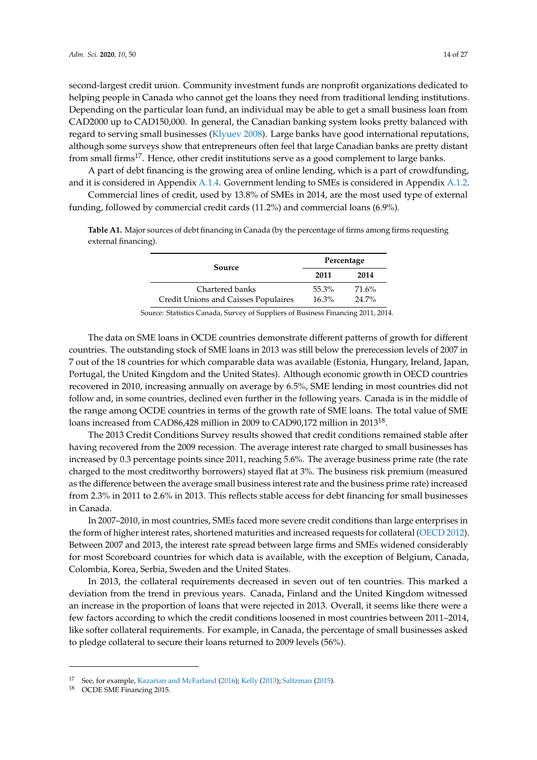second-largest credit union. Community investment funds are nonprofit organizations dedicated to helping people in Canada who cannot get the loans they need from traditional lending institutions. Depending on the particular loan fund, an individual may be able to get a small business loan from CAD2000 up to CAD150,000. In general, the Canadian banking system looks pretty balanced with regard to serving small businesses (Klyuev 2008). Large banks have good international reputations, although some surveys show that entrepreneurs often feel that large Canadian banks are pretty distant from small firms[17]. Hence, other credit institutions serve as a good complement to large banks.

A part of debt financing is the growing area of online lending, which is a part of crowdfunding, and it is considered in Appendix A.1.4. Government lending to SMEs is considered in Appendix A.1.2.

Commercial lines of credit, used by 13.8% of SMEs in 2014, are the most used type of external funding, followed by commercial credit cards (11.2%) and commercial loans (6.9%).

**Table A1.** Major sources of debt financing in Canada (by the percentage of firms among firms requesting external financing).

| Source | Percentage | |
|---|---|---|
| | 2011 | 2014 |
| Chartered banks | 55.3% | 71.6% |
| Credit Unions and Caisses Populaires | 16.3% | 24.7% |

Source: Statistics Canada, Survey of Suppliers of Business Financing 2011, 2014.

The data on SME loans in OCDE countries demonstrate different patterns of growth for different countries. The outstanding stock of SME loans in 2013 was still below the prerecession levels of 2007 in 7 out of the 18 countries for which comparable data was available (Estonia, Hungary, Ireland, Japan, Portugal, the United Kingdom and the United States). Although economic growth in OECD countries recovered in 2010, increasing annually on average by 6.5%, SME lending in most countries did not follow and, in some countries, declined even further in the following years. Canada is in the middle of the range among OCDE countries in terms of the growth rate of SME loans. The total value of SME loans increased from CAD86,428 million in 2009 to CAD90,172 million in 2013[18].

The 2013 Credit Conditions Survey results showed that credit conditions remained stable after having recovered from the 2009 recession. The average interest rate charged to small businesses has increased by 0.3 percentage points since 2011, reaching 5.6%. The average business prime rate (the rate charged to the most creditworthy borrowers) stayed flat at 3%. The business risk premium (measured as the difference between the average small business interest rate and the business prime rate) increased from 2.3% in 2011 to 2.6% in 2013. This reflects stable access for debt financing for small businesses in Canada.

In 2007–2010, in most countries, SMEs faced more severe credit conditions than large enterprises in the form of higher interest rates, shortened maturities and increased requests for collateral (OECD 2012). Between 2007 and 2013, the interest rate spread between large firms and SMEs widened considerably for most Scoreboard countries for which data is available, with the exception of Belgium, Canada, Colombia, Korea, Serbia, Sweden and the United States.

In 2013, the collateral requirements decreased in seven out of ten countries. This marked a deviation from the trend in previous years. Canada, Finland and the United Kingdom witnessed an increase in the proportion of loans that were rejected in 2013. Overall, it seems like there were a few factors according to which the credit conditions loosened in most countries between 2011–2014, like softer collateral requirements. For example, in Canada, the percentage of small businesses asked to pledge collateral to secure their loans returned to 2009 levels (56%).

---

[17] See, for example, Kazarian and McFarland (2016); Kelly (2013); Saltzman (2015).

[18] OCDE SME Financing 2015.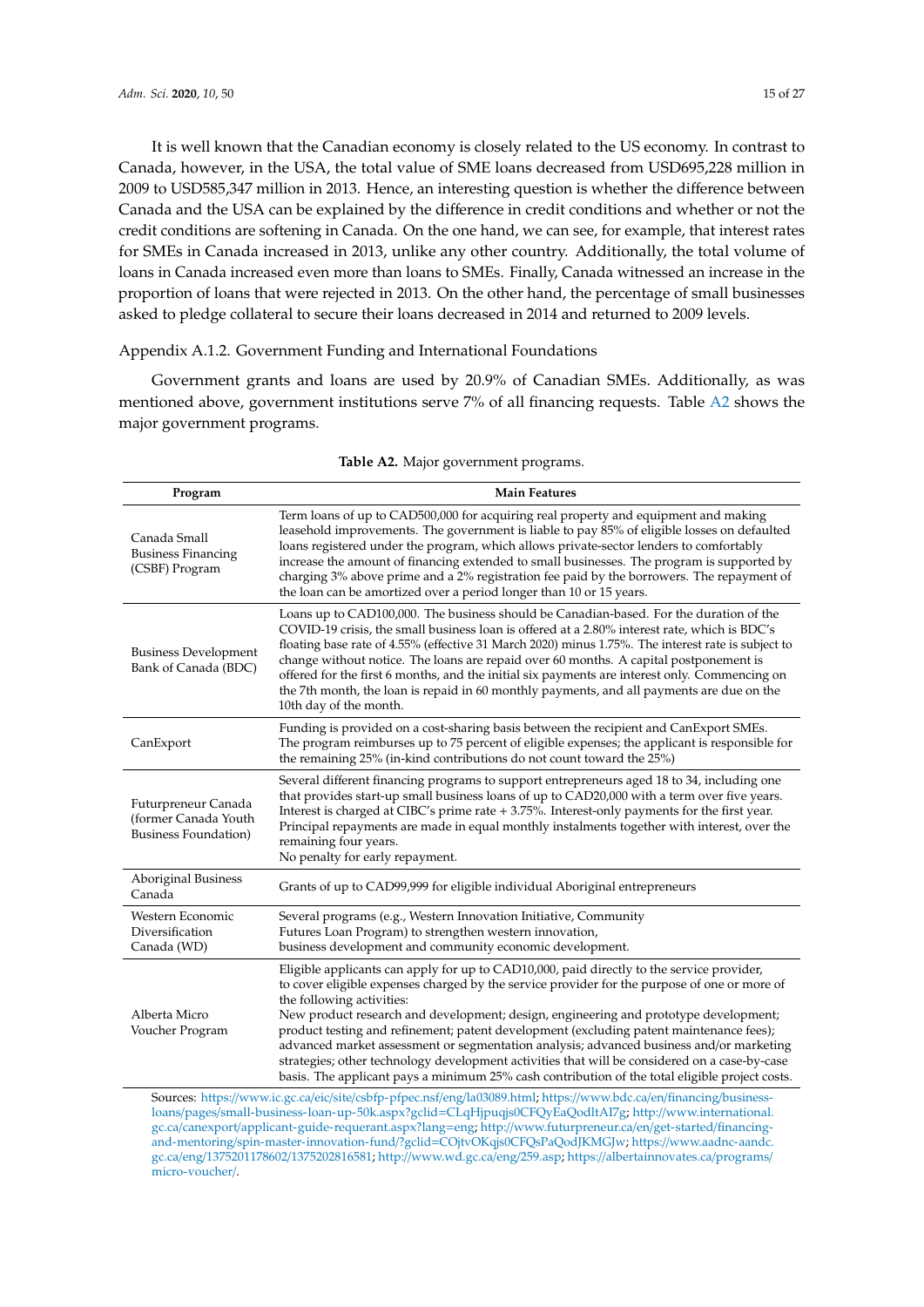It is well known that the Canadian economy is closely related to the US economy. In contrast to Canada, however, in the USA, the total value of SME loans decreased from USD695,228 million in 2009 to USD585,347 million in 2013. Hence, an interesting question is whether the difference between Canada and the USA can be explained by the difference in credit conditions and whether or not the credit conditions are softening in Canada. On the one hand, we can see, for example, that interest rates for SMEs in Canada increased in 2013, unlike any other country. Additionally, the total volume of loans in Canada increased even more than loans to SMEs. Finally, Canada witnessed an increase in the proportion of loans that were rejected in 2013. On the other hand, the percentage of small businesses asked to pledge collateral to secure their loans decreased in 2014 and returned to 2009 levels.

### Appendix A.1.2. Government Funding and International Foundations

Government grants and loans are used by 20.9% of Canadian SMEs. Additionally, as was mentioned above, government institutions serve 7% of all financing requests. Table A2 shows the major government programs.

**Table A2.** Major government programs.

| Program | Main Features |
| --- | --- |
| Canada Small Business Financing (CSBF) Program | Term loans of up to CAD500,000 for acquiring real property and equipment and making leasehold improvements. The government is liable to pay 85% of eligible losses on defaulted loans registered under the program, which allows private-sector lenders to comfortably increase the amount of financing extended to small businesses. The program is supported by charging 3% above prime and a 2% registration fee paid by the borrowers. The repayment of the loan can be amortized over a period longer than 10 or 15 years. |
| Business Development Bank of Canada (BDC) | Loans up to CAD100,000. The business should be Canadian-based. For the duration of the COVID-19 crisis, the small business loan is offered at a 2.80% interest rate, which is BDC's floating base rate of 4.55% (effective 31 March 2020) minus 1.75%. The interest rate is subject to change without notice. The loans are repaid over 60 months. A capital postponement is offered for the first 6 months, and the initial six payments are interest only. Commencing on the 7th month, the loan is repaid in 60 monthly payments, and all payments are due on the 10th day of the month. |
| CanExport | Funding is provided on a cost-sharing basis between the recipient and CanExport SMEs. The program reimburses up to 75 percent of eligible expenses; the applicant is responsible for the remaining 25% (in-kind contributions do not count toward the 25%) |
| Futurpreneur Canada (former Canada Youth Business Foundation) | Several different financing programs to support entrepreneurs aged 18 to 34, including one that provides start-up small business loans of up to CAD20,000 with a term over five years. Interest is charged at CIBC's prime rate + 3.75%. Interest-only payments for the first year. Principal repayments are made in equal monthly instalments together with interest, over the remaining four years. No penalty for early repayment. |
| Aboriginal Business Canada | Grants of up to CAD99,999 for eligible individual Aboriginal entrepreneurs |
| Western Economic Diversification Canada (WD) | Several programs (e.g., Western Innovation Initiative, Community Futures Loan Program) to strengthen western innovation, business development and community economic development. |
| Alberta Micro Voucher Program | Eligible applicants can apply for up to CAD10,000, paid directly to the service provider, to cover eligible expenses charged by the service provider for the purpose of one or more of the following activities: New product research and development; design, engineering and prototype development; product testing and refinement; patent development (excluding patent maintenance fees); advanced market assessment or segmentation analysis; advanced business and/or marketing strategies; other technology development activities that will be considered on a case-by-case basis. The applicant pays a minimum 25% cash contribution of the total eligible project costs. |

Sources: https://www.ic.gc.ca/eic/site/csbfp-pfpec.nsf/eng/la03089.html; https://www.bdc.ca/en/financing/business-loans/pages/small-business-loan-up-50k.aspx?gclid=CLqHjpuqjs0CFQyEaQodltAI7g; http://www.international.gc.ca/canexport/applicant-guide-requerant.aspx?lang=eng; http://www.futurpreneur.ca/en/get-started/financing-and-mentoring/spin-master-innovation-fund/?gclid=COjtvOKqjs0CFQsPaQodJKMGJw; https://www.aadnc-aandc.gc.ca/eng/1375201178602/1375202816581; http://www.wd.gc.ca/eng/259.asp; https://albertainnovates.ca/programs/micro-voucher/.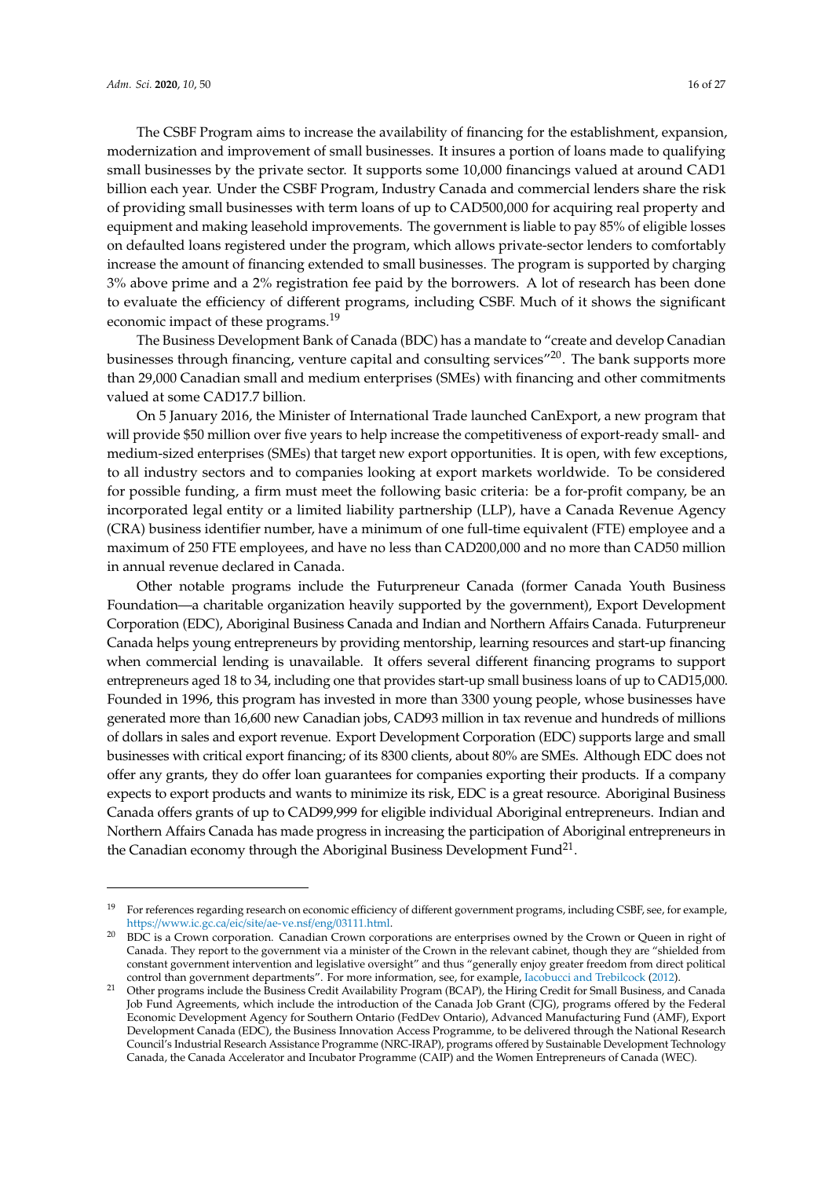The CSBF Program aims to increase the availability of financing for the establishment, expansion, modernization and improvement of small businesses. It insures a portion of loans made to qualifying small businesses by the private sector. It supports some 10,000 financings valued at around CAD1 billion each year. Under the CSBF Program, Industry Canada and commercial lenders share the risk of providing small businesses with term loans of up to CAD500,000 for acquiring real property and equipment and making leasehold improvements. The government is liable to pay 85% of eligible losses on defaulted loans registered under the program, which allows private-sector lenders to comfortably increase the amount of financing extended to small businesses. The program is supported by charging 3% above prime and a 2% registration fee paid by the borrowers. A lot of research has been done to evaluate the efficiency of different programs, including CSBF. Much of it shows the significant economic impact of these programs.[19]

The Business Development Bank of Canada (BDC) has a mandate to "create and develop Canadian businesses through financing, venture capital and consulting services"[20]. The bank supports more than 29,000 Canadian small and medium enterprises (SMEs) with financing and other commitments valued at some CAD17.7 billion.

On 5 January 2016, the Minister of International Trade launched CanExport, a new program that will provide $50 million over five years to help increase the competitiveness of export-ready small- and medium-sized enterprises (SMEs) that target new export opportunities. It is open, with few exceptions, to all industry sectors and to companies looking at export markets worldwide. To be considered for possible funding, a firm must meet the following basic criteria: be a for-profit company, be an incorporated legal entity or a limited liability partnership (LLP), have a Canada Revenue Agency (CRA) business identifier number, have a minimum of one full-time equivalent (FTE) employee and a maximum of 250 FTE employees, and have no less than CAD200,000 and no more than CAD50 million in annual revenue declared in Canada.

Other notable programs include the Futurpreneur Canada (former Canada Youth Business Foundation—a charitable organization heavily supported by the government), Export Development Corporation (EDC), Aboriginal Business Canada and Indian and Northern Affairs Canada. Futurpreneur Canada helps young entrepreneurs by providing mentorship, learning resources and start-up financing when commercial lending is unavailable. It offers several different financing programs to support entrepreneurs aged 18 to 34, including one that provides start-up small business loans of up to CAD15,000. Founded in 1996, this program has invested in more than 3300 young people, whose businesses have generated more than 16,600 new Canadian jobs, CAD93 million in tax revenue and hundreds of millions of dollars in sales and export revenue. Export Development Corporation (EDC) supports large and small businesses with critical export financing; of its 8300 clients, about 80% are SMEs. Although EDC does not offer any grants, they do offer loan guarantees for companies exporting their products. If a company expects to export products and wants to minimize its risk, EDC is a great resource. Aboriginal Business Canada offers grants of up to CAD99,999 for eligible individual Aboriginal entrepreneurs. Indian and Northern Affairs Canada has made progress in increasing the participation of Aboriginal entrepreneurs in the Canadian economy through the Aboriginal Business Development Fund[21].

---

[19] For references regarding research on economic efficiency of different government programs, including CSBF, see, for example, https://www.ic.gc.ca/eic/site/ae-ve.nsf/eng/03111.html.

[20] BDC is a Crown corporation. Canadian Crown corporations are enterprises owned by the Crown or Queen in right of Canada. They report to the government via a minister of the Crown in the relevant cabinet, though they are "shielded from constant government intervention and legislative oversight" and thus "generally enjoy greater freedom from direct political control than government departments". For more information, see, for example, Iacobucci and Trebilcock (2012).

[21] Other programs include the Business Credit Availability Program (BCAP), the Hiring Credit for Small Business, and Canada Job Fund Agreements, which include the introduction of the Canada Job Grant (CJG), programs offered by the Federal Economic Development Agency for Southern Ontario (FedDev Ontario), Advanced Manufacturing Fund (AMF), Export Development Canada (EDC), the Business Innovation Access Programme, to be delivered through the National Research Council's Industrial Research Assistance Programme (NRC-IRAP), programs offered by Sustainable Development Technology Canada, the Canada Accelerator and Incubator Programme (CAIP) and the Women Entrepreneurs of Canada (WEC).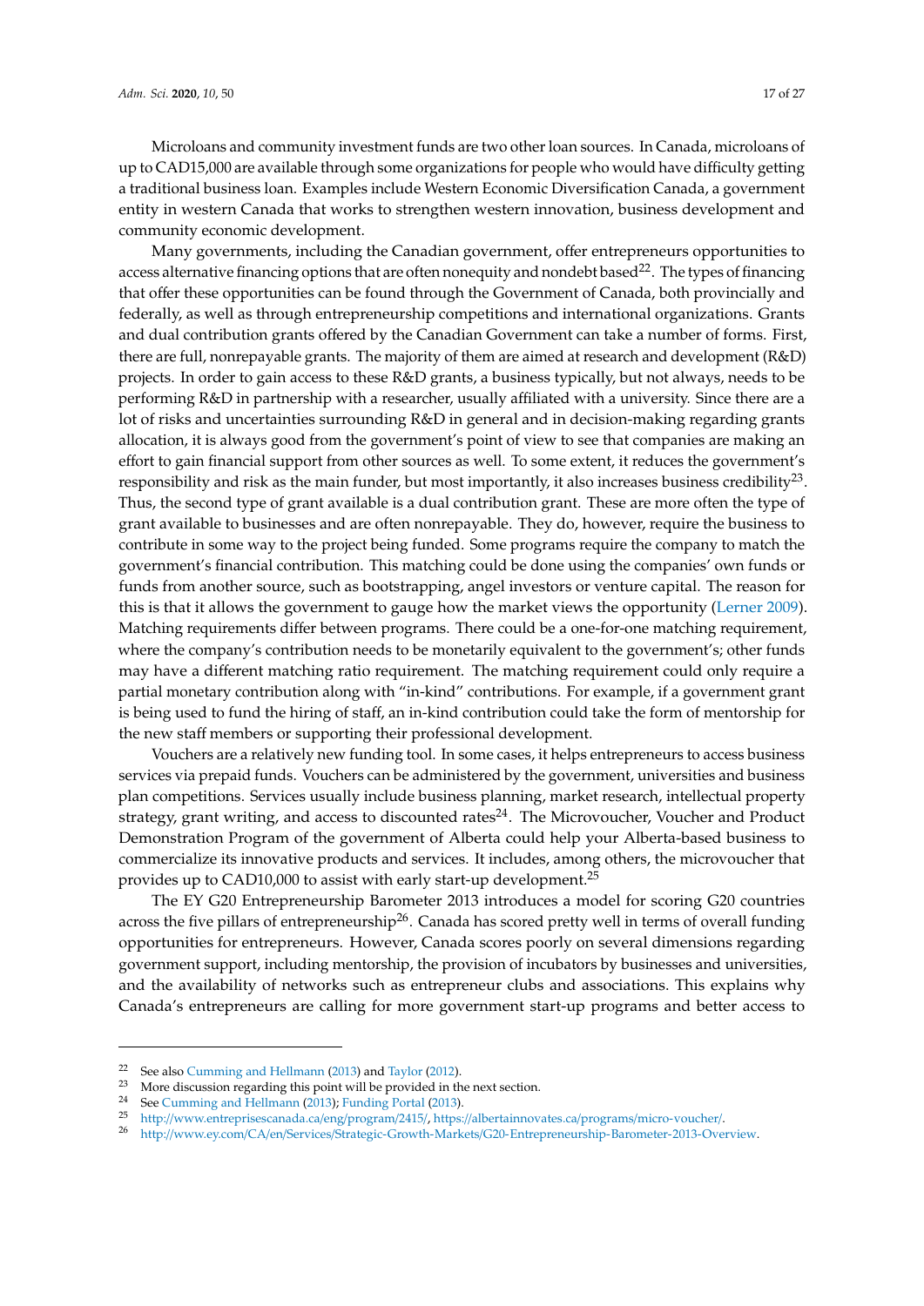Microloans and community investment funds are two other loan sources. In Canada, microloans of up to CAD15,000 are available through some organizations for people who would have difficulty getting a traditional business loan. Examples include Western Economic Diversification Canada, a government entity in western Canada that works to strengthen western innovation, business development and community economic development.

Many governments, including the Canadian government, offer entrepreneurs opportunities to access alternative financing options that are often nonequity and nondebt based[22]. The types of financing that offer these opportunities can be found through the Government of Canada, both provincially and federally, as well as through entrepreneurship competitions and international organizations. Grants and dual contribution grants offered by the Canadian Government can take a number of forms. First, there are full, nonrepayable grants. The majority of them are aimed at research and development (R&D) projects. In order to gain access to these R&D grants, a business typically, but not always, needs to be performing R&D in partnership with a researcher, usually affiliated with a university. Since there are a lot of risks and uncertainties surrounding R&D in general and in decision-making regarding grants allocation, it is always good from the government's point of view to see that companies are making an effort to gain financial support from other sources as well. To some extent, it reduces the government's responsibility and risk as the main funder, but most importantly, it also increases business credibility[23]. Thus, the second type of grant available is a dual contribution grant. These are more often the type of grant available to businesses and are often nonrepayable. They do, however, require the business to contribute in some way to the project being funded. Some programs require the company to match the government's financial contribution. This matching could be done using the companies' own funds or funds from another source, such as bootstrapping, angel investors or venture capital. The reason for this is that it allows the government to gauge how the market views the opportunity (Lerner 2009). Matching requirements differ between programs. There could be a one-for-one matching requirement, where the company's contribution needs to be monetarily equivalent to the government's; other funds may have a different matching ratio requirement. The matching requirement could only require a partial monetary contribution along with "in-kind" contributions. For example, if a government grant is being used to fund the hiring of staff, an in-kind contribution could take the form of mentorship for the new staff members or supporting their professional development.

Vouchers are a relatively new funding tool. In some cases, it helps entrepreneurs to access business services via prepaid funds. Vouchers can be administered by the government, universities and business plan competitions. Services usually include business planning, market research, intellectual property strategy, grant writing, and access to discounted rates[24]. The Microvoucher, Voucher and Product Demonstration Program of the government of Alberta could help your Alberta-based business to commercialize its innovative products and services. It includes, among others, the microvoucher that provides up to CAD10,000 to assist with early start-up development.[25]

The EY G20 Entrepreneurship Barometer 2013 introduces a model for scoring G20 countries across the five pillars of entrepreneurship[26]. Canada has scored pretty well in terms of overall funding opportunities for entrepreneurs. However, Canada scores poorly on several dimensions regarding government support, including mentorship, the provision of incubators by businesses and universities, and the availability of networks such as entrepreneur clubs and associations. This explains why Canada's entrepreneurs are calling for more government start-up programs and better access to

---

[22] See also Cumming and Hellmann (2013) and Taylor (2012).

[23] More discussion regarding this point will be provided in the next section.

[24] See Cumming and Hellmann (2013); Funding Portal (2013).

[25] http://www.entreprisescanada.ca/eng/program/2415/, https://albertainnovates.ca/programs/micro-voucher/.

[26] http://www.ey.com/CA/en/Services/Strategic-Growth-Markets/G20-Entrepreneurship-Barometer-2013-Overview.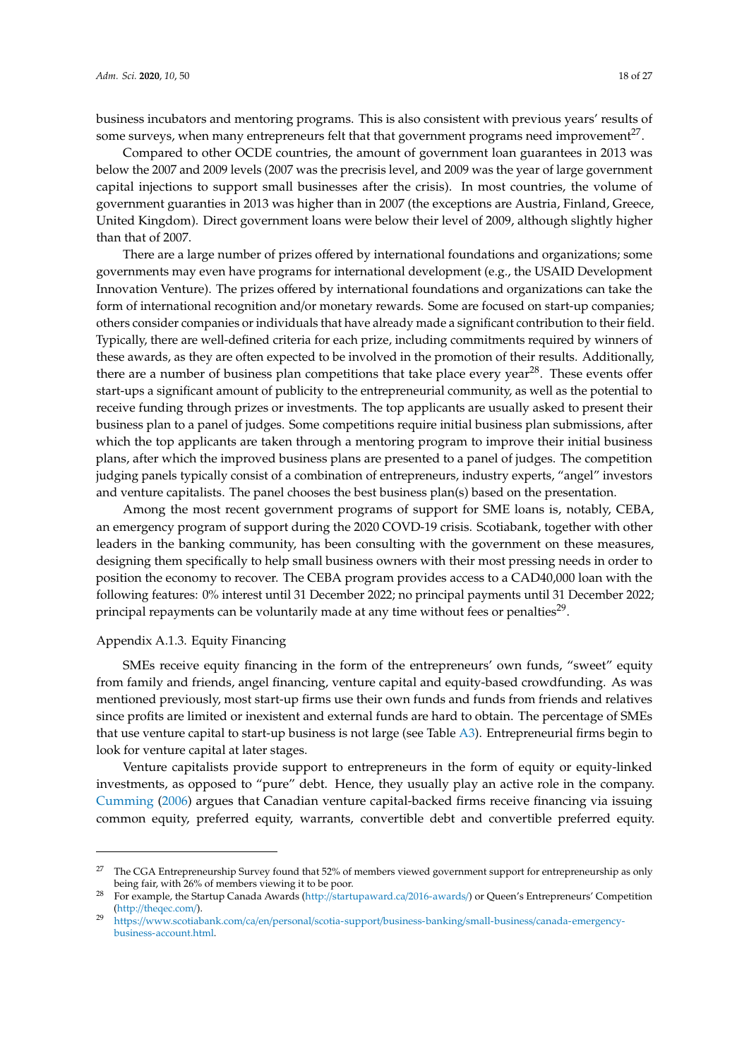business incubators and mentoring programs. This is also consistent with previous years' results of some surveys, when many entrepreneurs felt that that government programs need improvement[27].

Compared to other OCDE countries, the amount of government loan guarantees in 2013 was below the 2007 and 2009 levels (2007 was the precrisis level, and 2009 was the year of large government capital injections to support small businesses after the crisis). In most countries, the volume of government guaranties in 2013 was higher than in 2007 (the exceptions are Austria, Finland, Greece, United Kingdom). Direct government loans were below their level of 2009, although slightly higher than that of 2007.

There are a large number of prizes offered by international foundations and organizations; some governments may even have programs for international development (e.g., the USAID Development Innovation Venture). The prizes offered by international foundations and organizations can take the form of international recognition and/or monetary rewards. Some are focused on start-up companies; others consider companies or individuals that have already made a significant contribution to their field. Typically, there are well-defined criteria for each prize, including commitments required by winners of these awards, as they are often expected to be involved in the promotion of their results. Additionally, there are a number of business plan competitions that take place every year[28]. These events offer start-ups a significant amount of publicity to the entrepreneurial community, as well as the potential to receive funding through prizes or investments. The top applicants are usually asked to present their business plan to a panel of judges. Some competitions require initial business plan submissions, after which the top applicants are taken through a mentoring program to improve their initial business plans, after which the improved business plans are presented to a panel of judges. The competition judging panels typically consist of a combination of entrepreneurs, industry experts, "angel" investors and venture capitalists. The panel chooses the best business plan(s) based on the presentation.

Among the most recent government programs of support for SME loans is, notably, CEBA, an emergency program of support during the 2020 COVD-19 crisis. Scotiabank, together with other leaders in the banking community, has been consulting with the government on these measures, designing them specifically to help small business owners with their most pressing needs in order to position the economy to recover. The CEBA program provides access to a CAD40,000 loan with the following features: 0% interest until 31 December 2022; no principal payments until 31 December 2022; principal repayments can be voluntarily made at any time without fees or penalties[29].

#### Appendix A.1.3. Equity Financing

SMEs receive equity financing in the form of the entrepreneurs' own funds, "sweet" equity from family and friends, angel financing, venture capital and equity-based crowdfunding. As was mentioned previously, most start-up firms use their own funds and funds from friends and relatives since profits are limited or inexistent and external funds are hard to obtain. The percentage of SMEs that use venture capital to start-up business is not large (see Table A3). Entrepreneurial firms begin to look for venture capital at later stages.

Venture capitalists provide support to entrepreneurs in the form of equity or equity-linked investments, as opposed to "pure" debt. Hence, they usually play an active role in the company. Cumming (2006) argues that Canadian venture capital-backed firms receive financing via issuing common equity, preferred equity, warrants, convertible debt and convertible preferred equity.

---

[27] The CGA Entrepreneurship Survey found that 52% of members viewed government support for entrepreneurship as only being fair, with 26% of members viewing it to be poor.

[28] For example, the Startup Canada Awards (http://startupaward.ca/2016-awards/) or Queen's Entrepreneurs' Competition (http://theqec.com/).

[29] https://www.scotiabank.com/ca/en/personal/scotia-support/business-banking/small-business/canada-emergency-business-account.html.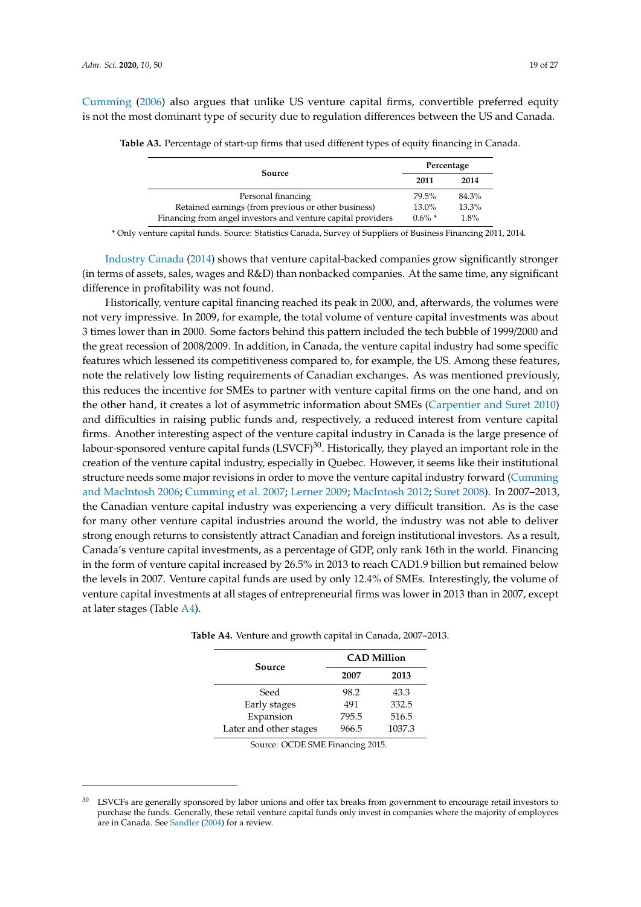Cumming (2006) also argues that unlike US venture capital firms, convertible preferred equity is not the most dominant type of security due to regulation differences between the US and Canada.

**Table A3.** Percentage of start-up firms that used different types of equity financing in Canada.

| Source | Percentage | |
|---|---|---|
| | 2011 | 2014 |
| Personal financing | 79.5% | 84.3% |
| Retained earnings (from previous or other business) | 13.0% | 13.3% |
| Financing from angel investors and venture capital providers | 0.6% * | 1.8% |

* Only venture capital funds. Source: Statistics Canada, Survey of Suppliers of Business Financing 2011, 2014.

Industry Canada (2014) shows that venture capital-backed companies grow significantly stronger (in terms of assets, sales, wages and R&D) than nonbacked companies. At the same time, any significant difference in profitability was not found.

Historically, venture capital financing reached its peak in 2000, and, afterwards, the volumes were not very impressive. In 2009, for example, the total volume of venture capital investments was about 3 times lower than in 2000. Some factors behind this pattern included the tech bubble of 1999/2000 and the great recession of 2008/2009. In addition, in Canada, the venture capital industry had some specific features which lessened its competitiveness compared to, for example, the US. Among these features, note the relatively low listing requirements of Canadian exchanges. As was mentioned previously, this reduces the incentive for SMEs to partner with venture capital firms on the one hand, and on the other hand, it creates a lot of asymmetric information about SMEs (Carpentier and Suret 2010) and difficulties in raising public funds and, respectively, a reduced interest from venture capital firms. Another interesting aspect of the venture capital industry in Canada is the large presence of labour-sponsored venture capital funds (LSVCF)[30]. Historically, they played an important role in the creation of the venture capital industry, especially in Quebec. However, it seems like their institutional structure needs some major revisions in order to move the venture capital industry forward (Cumming and MacIntosh 2006; Cumming et al. 2007; Lerner 2009; MacIntosh 2012; Suret 2008). In 2007–2013, the Canadian venture capital industry was experiencing a very difficult transition. As is the case for many other venture capital industries around the world, the industry was not able to deliver strong enough returns to consistently attract Canadian and foreign institutional investors. As a result, Canada's venture capital investments, as a percentage of GDP, only rank 16th in the world. Financing in the form of venture capital increased by 26.5% in 2013 to reach CAD1.9 billion but remained below the levels in 2007. Venture capital funds are used by only 12.4% of SMEs. Interestingly, the volume of venture capital investments at all stages of entrepreneurial firms was lower in 2013 than in 2007, except at later stages (Table A4).

**Table A4.** Venture and growth capital in Canada, 2007–2013.

| Source | CAD Million | |
|---|---|---|
| | 2007 | 2013 |
| Seed | 98.2 | 43.3 |
| Early stages | 491 | 332.5 |
| Expansion | 795.5 | 516.5 |
| Later and other stages | 966.5 | 1037.3 |

Source: OCDE SME Financing 2015.

[30] LSVCFs are generally sponsored by labor unions and offer tax breaks from government to encourage retail investors to purchase the funds. Generally, these retail venture capital funds only invest in companies where the majority of employees are in Canada. See Sandler (2004) for a review.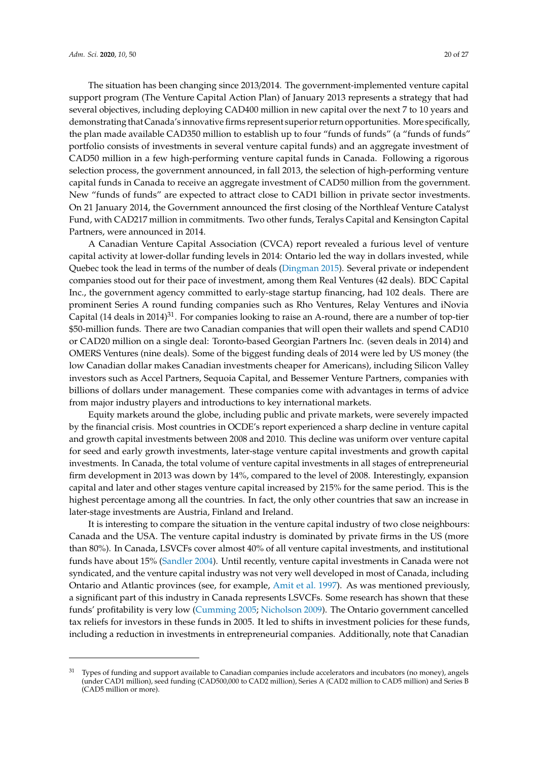The situation has been changing since 2013/2014. The government-implemented venture capital support program (The Venture Capital Action Plan) of January 2013 represents a strategy that had several objectives, including deploying CAD400 million in new capital over the next 7 to 10 years and demonstrating that Canada's innovative firms represent superior return opportunities. More specifically, the plan made available CAD350 million to establish up to four "funds of funds" (a "funds of funds" portfolio consists of investments in several venture capital funds) and an aggregate investment of CAD50 million in a few high-performing venture capital funds in Canada. Following a rigorous selection process, the government announced, in fall 2013, the selection of high-performing venture capital funds in Canada to receive an aggregate investment of CAD50 million from the government. New "funds of funds" are expected to attract close to CAD1 billion in private sector investments. On 21 January 2014, the Government announced the first closing of the Northleaf Venture Catalyst Fund, with CAD217 million in commitments. Two other funds, Teralys Capital and Kensington Capital Partners, were announced in 2014.

A Canadian Venture Capital Association (CVCA) report revealed a furious level of venture capital activity at lower-dollar funding levels in 2014: Ontario led the way in dollars invested, while Quebec took the lead in terms of the number of deals (Dingman 2015). Several private or independent companies stood out for their pace of investment, among them Real Ventures (42 deals). BDC Capital Inc., the government agency committed to early-stage startup financing, had 102 deals. There are prominent Series A round funding companies such as Rho Ventures, Relay Ventures and iNovia Capital (14 deals in 2014)[31]. For companies looking to raise an A-round, there are a number of top-tier \$50-million funds. There are two Canadian companies that will open their wallets and spend CAD10 or CAD20 million on a single deal: Toronto-based Georgian Partners Inc. (seven deals in 2014) and OMERS Ventures (nine deals). Some of the biggest funding deals of 2014 were led by US money (the low Canadian dollar makes Canadian investments cheaper for Americans), including Silicon Valley investors such as Accel Partners, Sequoia Capital, and Bessemer Venture Partners, companies with billions of dollars under management. These companies come with advantages in terms of advice from major industry players and introductions to key international markets.

Equity markets around the globe, including public and private markets, were severely impacted by the financial crisis. Most countries in OCDE's report experienced a sharp decline in venture capital and growth capital investments between 2008 and 2010. This decline was uniform over venture capital for seed and early growth investments, later-stage venture capital investments and growth capital investments. In Canada, the total volume of venture capital investments in all stages of entrepreneurial firm development in 2013 was down by 14%, compared to the level of 2008. Interestingly, expansion capital and later and other stages venture capital increased by 215% for the same period. This is the highest percentage among all the countries. In fact, the only other countries that saw an increase in later-stage investments are Austria, Finland and Ireland.

It is interesting to compare the situation in the venture capital industry of two close neighbours: Canada and the USA. The venture capital industry is dominated by private firms in the US (more than 80%). In Canada, LSVCFs cover almost 40% of all venture capital investments, and institutional funds have about 15% (Sandler 2004). Until recently, venture capital investments in Canada were not syndicated, and the venture capital industry was not very well developed in most of Canada, including Ontario and Atlantic provinces (see, for example, Amit et al. 1997). As was mentioned previously, a significant part of this industry in Canada represents LSVCFs. Some research has shown that these funds' profitability is very low (Cumming 2005; Nicholson 2009). The Ontario government cancelled tax reliefs for investors in these funds in 2005. It led to shifts in investment policies for these funds, including a reduction in investments in entrepreneurial companies. Additionally, note that Canadian

---

[31] Types of funding and support available to Canadian companies include accelerators and incubators (no money), angels (under CAD1 million), seed funding (CAD500,000 to CAD2 million), Series A (CAD2 million to CAD5 million) and Series B (CAD5 million or more).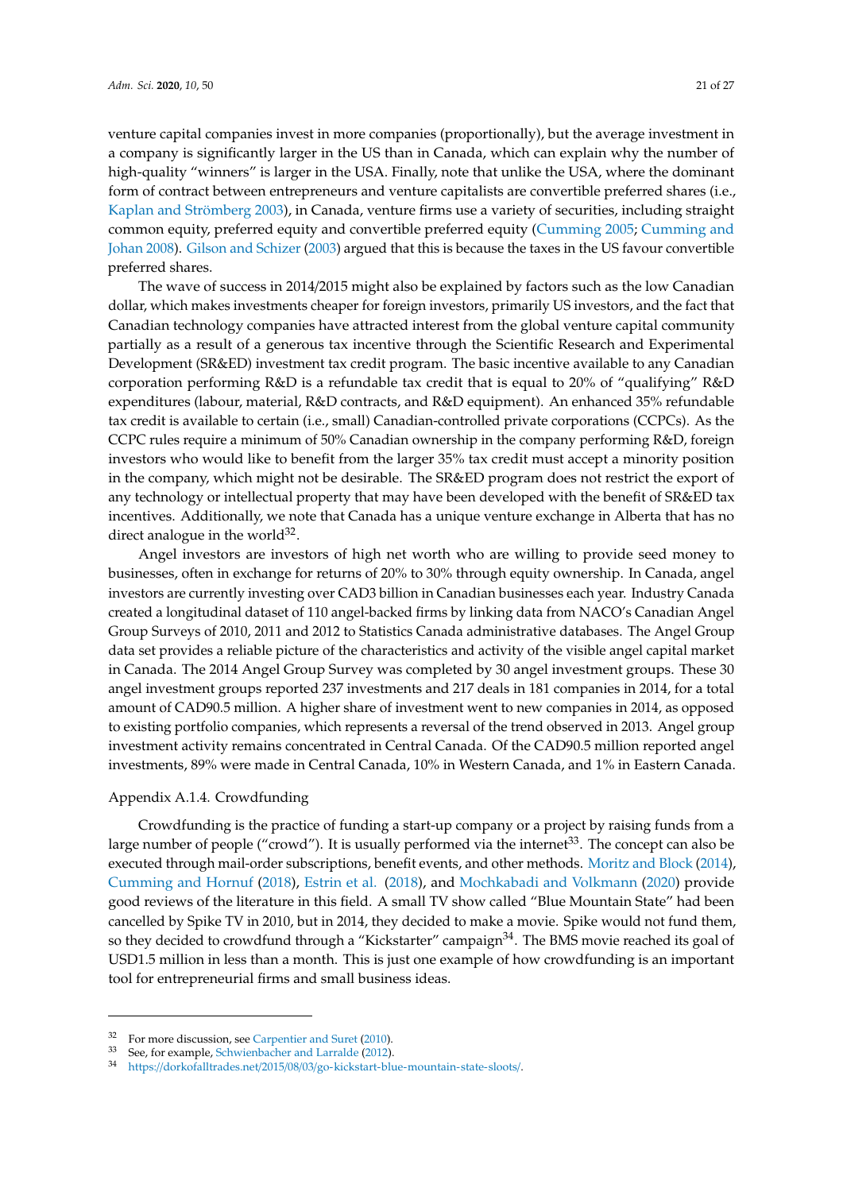venture capital companies invest in more companies (proportionally), but the average investment in a company is significantly larger in the US than in Canada, which can explain why the number of high-quality "winners" is larger in the USA. Finally, note that unlike the USA, where the dominant form of contract between entrepreneurs and venture capitalists are convertible preferred shares (i.e., Kaplan and Strömberg 2003), in Canada, venture firms use a variety of securities, including straight common equity, preferred equity and convertible preferred equity (Cumming 2005; Cumming and Johan 2008). Gilson and Schizer (2003) argued that this is because the taxes in the US favour convertible preferred shares.

The wave of success in 2014/2015 might also be explained by factors such as the low Canadian dollar, which makes investments cheaper for foreign investors, primarily US investors, and the fact that Canadian technology companies have attracted interest from the global venture capital community partially as a result of a generous tax incentive through the Scientific Research and Experimental Development (SR&ED) investment tax credit program. The basic incentive available to any Canadian corporation performing R&D is a refundable tax credit that is equal to 20% of "qualifying" R&D expenditures (labour, material, R&D contracts, and R&D equipment). An enhanced 35% refundable tax credit is available to certain (i.e., small) Canadian-controlled private corporations (CCPCs). As the CCPC rules require a minimum of 50% Canadian ownership in the company performing R&D, foreign investors who would like to benefit from the larger 35% tax credit must accept a minority position in the company, which might not be desirable. The SR&ED program does not restrict the export of any technology or intellectual property that may have been developed with the benefit of SR&ED tax incentives. Additionally, we note that Canada has a unique venture exchange in Alberta that has no direct analogue in the world[32].

Angel investors are investors of high net worth who are willing to provide seed money to businesses, often in exchange for returns of 20% to 30% through equity ownership. In Canada, angel investors are currently investing over CAD3 billion in Canadian businesses each year. Industry Canada created a longitudinal dataset of 110 angel-backed firms by linking data from NACO's Canadian Angel Group Surveys of 2010, 2011 and 2012 to Statistics Canada administrative databases. The Angel Group data set provides a reliable picture of the characteristics and activity of the visible angel capital market in Canada. The 2014 Angel Group Survey was completed by 30 angel investment groups. These 30 angel investment groups reported 237 investments and 217 deals in 181 companies in 2014, for a total amount of CAD90.5 million. A higher share of investment went to new companies in 2014, as opposed to existing portfolio companies, which represents a reversal of the trend observed in 2013. Angel group investment activity remains concentrated in Central Canada. Of the CAD90.5 million reported angel investments, 89% were made in Central Canada, 10% in Western Canada, and 1% in Eastern Canada.

#### Appendix A.1.4. Crowdfunding

Crowdfunding is the practice of funding a start-up company or a project by raising funds from a large number of people ("crowd"). It is usually performed via the internet[33]. The concept can also be executed through mail-order subscriptions, benefit events, and other methods. Moritz and Block (2014), Cumming and Hornuf (2018), Estrin et al. (2018), and Mochkabadi and Volkmann (2020) provide good reviews of the literature in this field. A small TV show called "Blue Mountain State" had been cancelled by Spike TV in 2010, but in 2014, they decided to make a movie. Spike would not fund them, so they decided to crowdfund through a "Kickstarter" campaign[34]. The BMS movie reached its goal of USD1.5 million in less than a month. This is just one example of how crowdfunding is an important tool for entrepreneurial firms and small business ideas.

---

[32] For more discussion, see Carpentier and Suret (2010).

[33] See, for example, Schwienbacher and Larralde (2012).

[34] https://dorkofalltrades.net/2015/08/03/go-kickstart-blue-mountain-state-sloots/.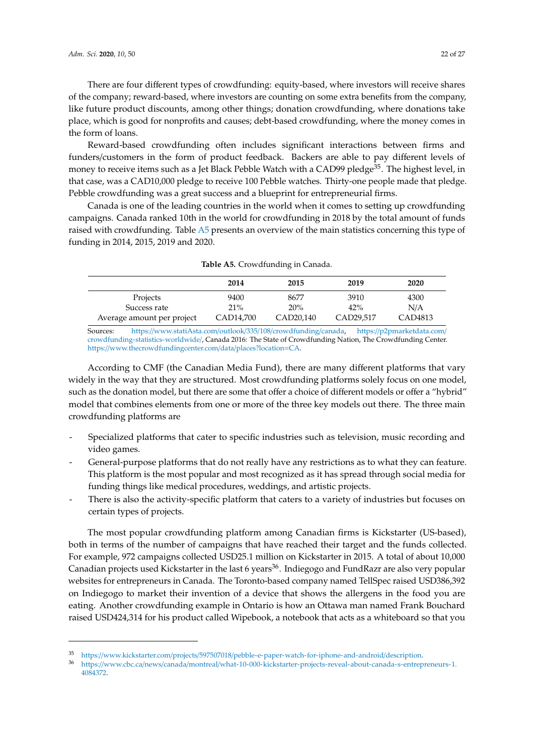There are four different types of crowdfunding: equity-based, where investors will receive shares of the company; reward-based, where investors are counting on some extra benefits from the company, like future product discounts, among other things; donation crowdfunding, where donations take place, which is good for nonprofits and causes; debt-based crowdfunding, where the money comes in the form of loans.

Reward-based crowdfunding often includes significant interactions between firms and funders/customers in the form of product feedback. Backers are able to pay different levels of money to receive items such as a Jet Black Pebble Watch with a CAD99 pledge[35]. The highest level, in that case, was a CAD10,000 pledge to receive 100 Pebble watches. Thirty-one people made that pledge. Pebble crowdfunding was a great success and a blueprint for entrepreneurial firms.

Canada is one of the leading countries in the world when it comes to setting up crowdfunding campaigns. Canada ranked 10th in the world for crowdfunding in 2018 by the total amount of funds raised with crowdfunding. Table A5 presents an overview of the main statistics concerning this type of funding in 2014, 2015, 2019 and 2020.

**Table A5.** Crowdfunding in Canada.

| | 2014 | 2015 | 2019 | 2020 |
|---|---|---|---|---|
| Projects | 9400 | 8677 | 3910 | 4300 |
| Success rate | 21% | 20% | 42% | N/A |
| Average amount per project | CAD14,700 | CAD20,140 | CAD29,517 | CAD4813 |

Sources: https://www.statiAsta.com/outlook/335/108/crowdfunding/canada, https://p2pmarketdata.com/crowdfunding-statistics-worldwide/, Canada 2016: The State of Crowdfunding Nation, The Crowdfunding Center. https://www.thecrowdfundingcenter.com/data/places?location=CA.

According to CMF (the Canadian Media Fund), there are many different platforms that vary widely in the way that they are structured. Most crowdfunding platforms solely focus on one model, such as the donation model, but there are some that offer a choice of different models or offer a "hybrid" model that combines elements from one or more of the three key models out there. The three main crowdfunding platforms are

- Specialized platforms that cater to specific industries such as television, music recording and video games.
- General-purpose platforms that do not really have any restrictions as to what they can feature. This platform is the most popular and most recognized as it has spread through social media for funding things like medical procedures, weddings, and artistic projects.
- There is also the activity-specific platform that caters to a variety of industries but focuses on certain types of projects.

The most popular crowdfunding platform among Canadian firms is Kickstarter (US-based), both in terms of the number of campaigns that have reached their target and the funds collected. For example, 972 campaigns collected USD25.1 million on Kickstarter in 2015. A total of about 10,000 Canadian projects used Kickstarter in the last 6 years[36]. Indiegogo and FundRazr are also very popular websites for entrepreneurs in Canada. The Toronto-based company named TellSpec raised USD386,392 on Indiegogo to market their invention of a device that shows the allergens in the food you are eating. Another crowdfunding example in Ontario is how an Ottawa man named Frank Bouchard raised USD424,314 for his product called Wipebook, a notebook that acts as a whiteboard so that you

---

[35] https://www.kickstarter.com/projects/597507018/pebble-e-paper-watch-for-iphone-and-android/description.

[36] https://www.cbc.ca/news/canada/montreal/what-10-000-kickstarter-projects-reveal-about-canada-s-entrepreneurs-1.4084372.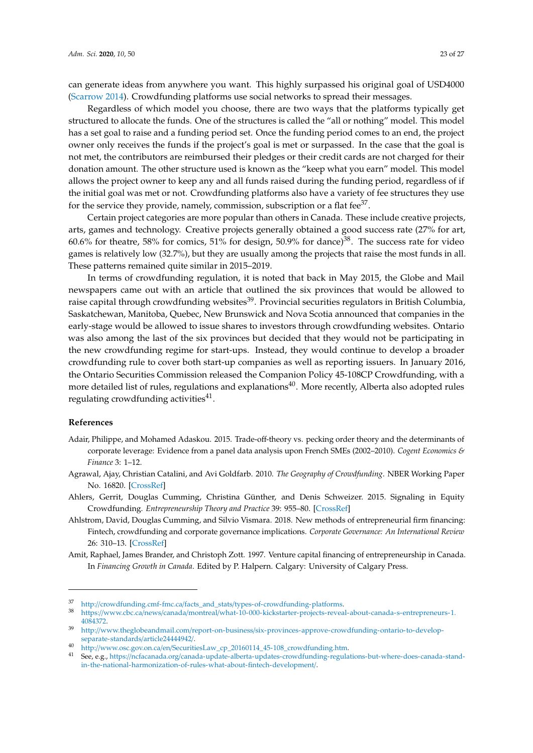can generate ideas from anywhere you want. This highly surpassed his original goal of USD4000 (Scarrow 2014). Crowdfunding platforms use social networks to spread their messages.

Regardless of which model you choose, there are two ways that the platforms typically get structured to allocate the funds. One of the structures is called the "all or nothing" model. This model has a set goal to raise and a funding period set. Once the funding period comes to an end, the project owner only receives the funds if the project's goal is met or surpassed. In the case that the goal is not met, the contributors are reimbursed their pledges or their credit cards are not charged for their donation amount. The other structure used is known as the "keep what you earn" model. This model allows the project owner to keep any and all funds raised during the funding period, regardless of if the initial goal was met or not. Crowdfunding platforms also have a variety of fee structures they use for the service they provide, namely, commission, subscription or a flat fee[37].

Certain project categories are more popular than others in Canada. These include creative projects, arts, games and technology. Creative projects generally obtained a good success rate (27% for art, 60.6% for theatre, 58% for comics, 51% for design, 50.9% for dance)[38]. The success rate for video games is relatively low (32.7%), but they are usually among the projects that raise the most funds in all. These patterns remained quite similar in 2015–2019.

In terms of crowdfunding regulation, it is noted that back in May 2015, the Globe and Mail newspapers came out with an article that outlined the six provinces that would be allowed to raise capital through crowdfunding websites[39]. Provincial securities regulators in British Columbia, Saskatchewan, Manitoba, Quebec, New Brunswick and Nova Scotia announced that companies in the early-stage would be allowed to issue shares to investors through crowdfunding websites. Ontario was also among the last of the six provinces but decided that they would not be participating in the new crowdfunding regime for start-ups. Instead, they would continue to develop a broader crowdfunding rule to cover both start-up companies as well as reporting issuers. In January 2016, the Ontario Securities Commission released the Companion Policy 45-108CP Crowdfunding, with a more detailed list of rules, regulations and explanations[40]. More recently, Alberta also adopted rules regulating crowdfunding activities[41].

## References

Adair, Philippe, and Mohamed Adaskou. 2015. Trade-off-theory vs. pecking order theory and the determinants of corporate leverage: Evidence from a panel data analysis upon French SMEs (2002–2010). *Cogent Economics & Finance* 3: 1–12.

Agrawal, Ajay, Christian Catalini, and Avi Goldfarb. 2010. *The Geography of Crowdfunding*. NBER Working Paper No. 16820. [CrossRef]

Ahlers, Gerrit, Douglas Cumming, Christina Günther, and Denis Schweizer. 2015. Signaling in Equity Crowdfunding. *Entrepreneurship Theory and Practice* 39: 955–80. [CrossRef]

Ahlstrom, David, Douglas Cumming, and Silvio Vismara. 2018. New methods of entrepreneurial firm financing: Fintech, crowdfunding and corporate governance implications. *Corporate Governance: An International Review* 26: 310–13. [CrossRef]

Amit, Raphael, James Brander, and Christoph Zott. 1997. Venture capital financing of entrepreneurship in Canada. In *Financing Growth in Canada*. Edited by P. Halpern. Calgary: University of Calgary Press.

---

37 http://crowdfunding.cmf-fmc.ca/facts_and_stats/types-of-crowdfunding-platforms.

38 https://www.cbc.ca/news/canada/montreal/what-10-000-kickstarter-projects-reveal-about-canada-s-entrepreneurs-1.4084372.

39 http://www.theglobeandmail.com/report-on-business/six-provinces-approve-crowdfunding-ontario-to-develop-separate-standards/article24444942/.

40 http://www.osc.gov.on.ca/en/SecuritiesLaw_cp_20160114_45-108_crowdfunding.htm.

41 See, e.g., https://ncfacanada.org/canada-update-alberta-updates-crowdfunding-regulations-but-where-does-canada-stand-in-the-national-harmonization-of-rules-what-about-fintech-development/.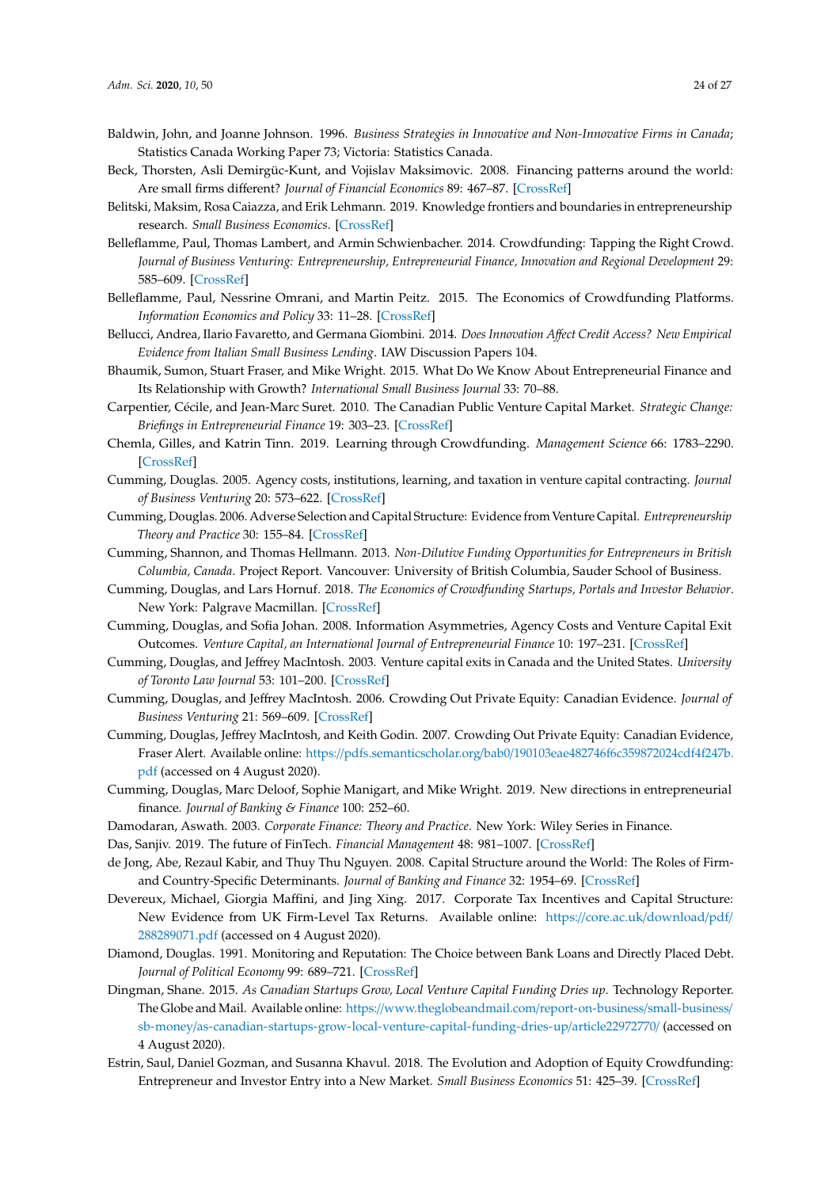Baldwin, John, and Joanne Johnson. 1996. *Business Strategies in Innovative and Non-Innovative Firms in Canada*; Statistics Canada Working Paper 73; Victoria: Statistics Canada.

Beck, Thorsten, Asli Demirgüc-Kunt, and Vojislav Maksimovic. 2008. Financing patterns around the world: Are small firms different? *Journal of Financial Economics* 89: 467–87. [CrossRef]

Belitski, Maksim, Rosa Caiazza, and Erik Lehmann. 2019. Knowledge frontiers and boundaries in entrepreneurship research. *Small Business Economics*. [CrossRef]

Belleflamme, Paul, Thomas Lambert, and Armin Schwienbacher. 2014. Crowdfunding: Tapping the Right Crowd. *Journal of Business Venturing: Entrepreneurship, Entrepreneurial Finance, Innovation and Regional Development* 29: 585–609. [CrossRef]

Belleflamme, Paul, Nessrine Omrani, and Martin Peitz. 2015. The Economics of Crowdfunding Platforms. *Information Economics and Policy* 33: 11–28. [CrossRef]

Bellucci, Andrea, Ilario Favaretto, and Germana Giombini. 2014. *Does Innovation Affect Credit Access? New Empirical Evidence from Italian Small Business Lending*. IAW Discussion Papers 104.

Bhaumik, Sumon, Stuart Fraser, and Mike Wright. 2015. What Do We Know About Entrepreneurial Finance and Its Relationship with Growth? *International Small Business Journal* 33: 70–88.

Carpentier, Cécile, and Jean-Marc Suret. 2010. The Canadian Public Venture Capital Market. *Strategic Change: Briefings in Entrepreneurial Finance* 19: 303–23. [CrossRef]

Chemla, Gilles, and Katrin Tinn. 2019. Learning through Crowdfunding. *Management Science* 66: 1783–2290. [CrossRef]

Cumming, Douglas. 2005. Agency costs, institutions, learning, and taxation in venture capital contracting. *Journal of Business Venturing* 20: 573–622. [CrossRef]

Cumming, Douglas. 2006. Adverse Selection and Capital Structure: Evidence from Venture Capital. *Entrepreneurship Theory and Practice* 30: 155–84. [CrossRef]

Cumming, Shannon, and Thomas Hellmann. 2013. *Non-Dilutive Funding Opportunities for Entrepreneurs in British Columbia, Canada*. Project Report. Vancouver: University of British Columbia, Sauder School of Business.

Cumming, Douglas, and Lars Hornuf. 2018. *The Economics of Crowdfunding Startups, Portals and Investor Behavior*. New York: Palgrave Macmillan. [CrossRef]

Cumming, Douglas, and Sofia Johan. 2008. Information Asymmetries, Agency Costs and Venture Capital Exit Outcomes. *Venture Capital, an International Journal of Entrepreneurial Finance* 10: 197–231. [CrossRef]

Cumming, Douglas, and Jeffrey MacIntosh. 2003. Venture capital exits in Canada and the United States. *University of Toronto Law Journal* 53: 101–200. [CrossRef]

Cumming, Douglas, and Jeffrey MacIntosh. 2006. Crowding Out Private Equity: Canadian Evidence. *Journal of Business Venturing* 21: 569–609. [CrossRef]

Cumming, Douglas, Jeffrey MacIntosh, and Keith Godin. 2007. Crowding Out Private Equity: Canadian Evidence, Fraser Alert. Available online: https://pdfs.semanticscholar.org/bab0/190103eae482746f6c359872024cdf4f247b.pdf (accessed on 4 August 2020).

Cumming, Douglas, Marc Deloof, Sophie Manigart, and Mike Wright. 2019. New directions in entrepreneurial finance. *Journal of Banking & Finance* 100: 252–60.

Damodaran, Aswath. 2003. *Corporate Finance: Theory and Practice*. New York: Wiley Series in Finance.

Das, Sanjiv. 2019. The future of FinTech. *Financial Management* 48: 981–1007. [CrossRef]

de Jong, Abe, Rezaul Kabir, and Thuy Thu Nguyen. 2008. Capital Structure around the World: The Roles of Firm- and Country-Specific Determinants. *Journal of Banking and Finance* 32: 1954–69. [CrossRef]

Devereux, Michael, Giorgia Maffini, and Jing Xing. 2017. Corporate Tax Incentives and Capital Structure: New Evidence from UK Firm-Level Tax Returns. Available online: https://core.ac.uk/download/pdf/288289071.pdf (accessed on 4 August 2020).

Diamond, Douglas. 1991. Monitoring and Reputation: The Choice between Bank Loans and Directly Placed Debt. *Journal of Political Economy* 99: 689–721. [CrossRef]

Dingman, Shane. 2015. *As Canadian Startups Grow, Local Venture Capital Funding Dries up*. Technology Reporter. The Globe and Mail. Available online: https://www.theglobeandmail.com/report-on-business/small-business/sb-money/as-canadian-startups-grow-local-venture-capital-funding-dries-up/article22972770/ (accessed on 4 August 2020).

Estrin, Saul, Daniel Gozman, and Susanna Khavul. 2018. The Evolution and Adoption of Equity Crowdfunding: Entrepreneur and Investor Entry into a New Market. *Small Business Economics* 51: 425–39. [CrossRef]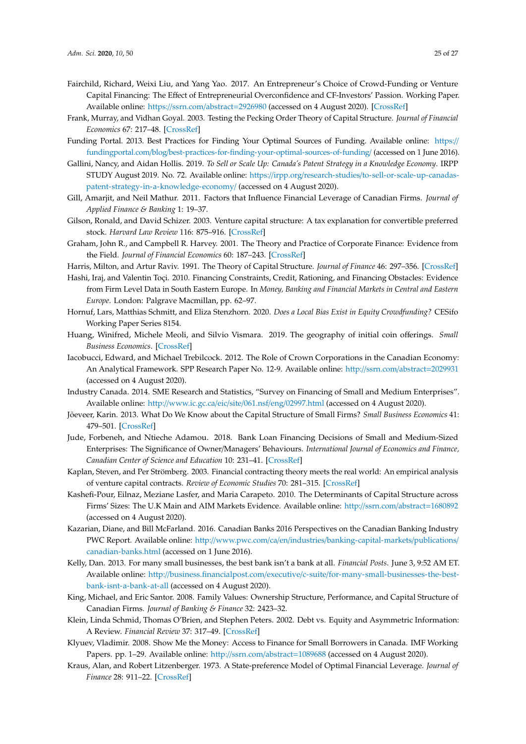Fairchild, Richard, Weixi Liu, and Yang Yao. 2017. An Entrepreneur's Choice of Crowd-Funding or Venture Capital Financing: The Effect of Entrepreneurial Overconfidence and CF-Investors' Passion. Working Paper. Available online: https://ssrn.com/abstract=2926980 (accessed on 4 August 2020). [CrossRef]

Frank, Murray, and Vidhan Goyal. 2003. Testing the Pecking Order Theory of Capital Structure. *Journal of Financial Economics* 67: 217–48. [CrossRef]

Funding Portal. 2013. Best Practices for Finding Your Optimal Sources of Funding. Available online: https://fundingportal.com/blog/best-practices-for-finding-your-optimal-sources-of-funding/ (accessed on 1 June 2016).

Gallini, Nancy, and Aidan Hollis. 2019. *To Sell or Scale Up: Canada's Patent Strategy in a Knowledge Economy*. IRPP STUDY August 2019. No. 72. Available online: https://irpp.org/research-studies/to-sell-or-scale-up-canadas-patent-strategy-in-a-knowledge-economy/ (accessed on 4 August 2020).

Gill, Amarjit, and Neil Mathur. 2011. Factors that Influence Financial Leverage of Canadian Firms. *Journal of Applied Finance & Banking* 1: 19–37.

Gilson, Ronald, and David Schizer. 2003. Venture capital structure: A tax explanation for convertible preferred stock. *Harvard Law Review* 116: 875–916. [CrossRef]

Graham, John R., and Campbell R. Harvey. 2001. The Theory and Practice of Corporate Finance: Evidence from the Field. *Journal of Financial Economics* 60: 187–243. [CrossRef]

Harris, Milton, and Artur Raviv. 1991. The Theory of Capital Structure. *Journal of Finance* 46: 297–356. [CrossRef]

Hashi, Iraj, and Valentin Toçi. 2010. Financing Constraints, Credit, Rationing, and Financing Obstacles: Evidence from Firm Level Data in South Eastern Europe. In *Money, Banking and Financial Markets in Central and Eastern Europe*. London: Palgrave Macmillan, pp. 62–97.

Hornuf, Lars, Matthias Schmitt, and Eliza Stenzhorn. 2020. *Does a Local Bias Exist in Equity Crowdfunding?* CESifo Working Paper Series 8154.

Huang, Winifred, Michele Meoli, and Silvio Vismara. 2019. The geography of initial coin offerings. *Small Business Economics*. [CrossRef]

Iacobucci, Edward, and Michael Trebilcock. 2012. The Role of Crown Corporations in the Canadian Economy: An Analytical Framework. SPP Research Paper No. 12-9. Available online: http://ssrn.com/abstract=2029931 (accessed on 4 August 2020).

Industry Canada. 2014. SME Research and Statistics, "Survey on Financing of Small and Medium Enterprises". Available online: http://www.ic.gc.ca/eic/site/061.nsf/eng/02997.html (accessed on 4 August 2020).

Jõeveer, Karin. 2013. What Do We Know about the Capital Structure of Small Firms? *Small Business Economics* 41: 479–501. [CrossRef]

Jude, Forbeneh, and Ntieche Adamou. 2018. Bank Loan Financing Decisions of Small and Medium-Sized Enterprises: The Significance of Owner/Managers' Behaviours. *International Journal of Economics and Finance, Canadian Center of Science and Education* 10: 231–41. [CrossRef]

Kaplan, Steven, and Per Strömberg. 2003. Financial contracting theory meets the real world: An empirical analysis of venture capital contracts. *Review of Economic Studies* 70: 281–315. [CrossRef]

Kashefi-Pour, Eilnaz, Meziane Lasfer, and Maria Carapeto. 2010. The Determinants of Capital Structure across Firms' Sizes: The U.K Main and AIM Markets Evidence. Available online: http://ssrn.com/abstract=1680892 (accessed on 4 August 2020).

Kazarian, Diane, and Bill McFarland. 2016. Canadian Banks 2016 Perspectives on the Canadian Banking Industry PWC Report. Available online: http://www.pwc.com/ca/en/industries/banking-capital-markets/publications/canadian-banks.html (accessed on 1 June 2016).

Kelly, Dan. 2013. For many small businesses, the best bank isn't a bank at all. *Financial Posts*. June 3, 9:52 AM ET. Available online: http://business.financialpost.com/executive/c-suite/for-many-small-businesses-the-best-bank-isnt-a-bank-at-all (accessed on 4 August 2020).

King, Michael, and Eric Santor. 2008. Family Values: Ownership Structure, Performance, and Capital Structure of Canadian Firms. *Journal of Banking & Finance* 32: 2423–32.

Klein, Linda Schmid, Thomas O'Brien, and Stephen Peters. 2002. Debt vs. Equity and Asymmetric Information: A Review. *Financial Review* 37: 317–49. [CrossRef]

Klyuev, Vladimir. 2008. Show Me the Money: Access to Finance for Small Borrowers in Canada. IMF Working Papers. pp. 1–29. Available online: http://ssrn.com/abstract=1089688 (accessed on 4 August 2020).

Kraus, Alan, and Robert Litzenberger. 1973. A State-preference Model of Optimal Financial Leverage. *Journal of Finance* 28: 911–22. [CrossRef]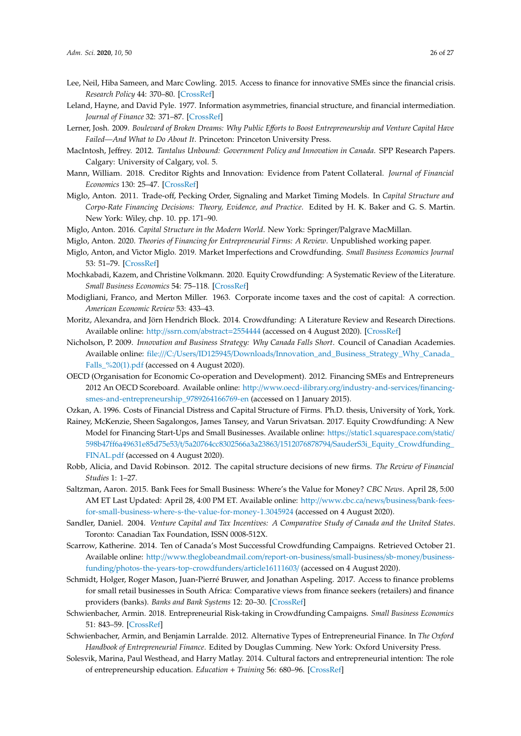Lee, Neil, Hiba Sameen, and Marc Cowling. 2015. Access to finance for innovative SMEs since the financial crisis. *Research Policy* 44: 370–80. [CrossRef]

Leland, Hayne, and David Pyle. 1977. Information asymmetries, financial structure, and financial intermediation. *Journal of Finance* 32: 371–87. [CrossRef]

Lerner, Josh. 2009. *Boulevard of Broken Dreams: Why Public Efforts to Boost Entrepreneurship and Venture Capital Have Failed—And What to Do About It*. Princeton: Princeton University Press.

MacIntosh, Jeffrey. 2012. *Tantalus Unbound: Government Policy and Innovation in Canada*. SPP Research Papers. Calgary: University of Calgary, vol. 5.

Mann, William. 2018. Creditor Rights and Innovation: Evidence from Patent Collateral. *Journal of Financial Economics* 130: 25–47. [CrossRef]

Miglo, Anton. 2011. Trade-off, Pecking Order, Signaling and Market Timing Models. In *Capital Structure and Corpo-Rate Financing Decisions: Theory, Evidence, and Practice*. Edited by H. K. Baker and G. S. Martin. New York: Wiley, chp. 10. pp. 171–90.

Miglo, Anton. 2016. *Capital Structure in the Modern World*. New York: Springer/Palgrave MacMillan.

Miglo, Anton. 2020. *Theories of Financing for Entrepreneurial Firms: A Review*. Unpublished working paper.

Miglo, Anton, and Victor Miglo. 2019. Market Imperfections and Crowdfunding. *Small Business Economics Journal* 53: 51–79. [CrossRef]

Mochkabadi, Kazem, and Christine Volkmann. 2020. Equity Crowdfunding: A Systematic Review of the Literature. *Small Business Economics* 54: 75–118. [CrossRef]

Modigliani, Franco, and Merton Miller. 1963. Corporate income taxes and the cost of capital: A correction. *American Economic Review* 53: 433–43.

Moritz, Alexandra, and Jörn Hendrich Block. 2014. Crowdfunding: A Literature Review and Research Directions. Available online: http://ssrn.com/abstract=2554444 (accessed on 4 August 2020). [CrossRef]

Nicholson, P. 2009. *Innovation and Business Strategy: Why Canada Falls Short*. Council of Canadian Academies. Available online: file:///C:/Users/ID125945/Downloads/Innovation_and_Business_Strategy_Why_Canada_Falls_%20(1).pdf (accessed on 4 August 2020).

OECD (Organisation for Economic Co-operation and Development). 2012. Financing SMEs and Entrepreneurs 2012 An OECD Scoreboard. Available online: http://www.oecd-ilibrary.org/industry-and-services/financing-smes-and-entrepreneurship_9789264166769-en (accessed on 1 January 2015).

Ozkan, A. 1996. Costs of Financial Distress and Capital Structure of Firms. Ph.D. thesis, University of York, York.

Rainey, McKenzie, Sheen Sagalongos, James Tansey, and Varun Srivatsan. 2017. Equity Crowdfunding: A New Model for Financing Start-Ups and Small Businesses. Available online: https://static1.squarespace.com/static/598b47ff6a49631e85d75e53/t/5a20764cc8302566a3a23863/1512076878794/SauderS3i_Equity_Crowdfunding_FINAL.pdf (accessed on 4 August 2020).

Robb, Alicia, and David Robinson. 2012. The capital structure decisions of new firms. *The Review of Financial Studies* 1: 1–27.

Saltzman, Aaron. 2015. Bank Fees for Small Business: Where's the Value for Money? *CBC News*. April 28, 5:00 AM ET Last Updated: April 28, 4:00 PM ET. Available online: http://www.cbc.ca/news/business/bank-fees-for-small-business-where-s-the-value-for-money-1.3045924 (accessed on 4 August 2020).

Sandler, Daniel. 2004. *Venture Capital and Tax Incentives: A Comparative Study of Canada and the United States*. Toronto: Canadian Tax Foundation, ISSN 0008-512X.

Scarrow, Katherine. 2014. Ten of Canada's Most Successful Crowdfunding Campaigns. Retrieved October 21. Available online: http://www.theglobeandmail.com/report-on-business/small-business/sb-money/business-funding/photos-the-years-top-crowdfunders/article16111603/ (accessed on 4 August 2020).

Schmidt, Holger, Roger Mason, Juan-Pierré Bruwer, and Jonathan Aspeling. 2017. Access to finance problems for small retail businesses in South Africa: Comparative views from finance seekers (retailers) and finance providers (banks). *Banks and Bank Systems* 12: 20–30. [CrossRef]

Schwienbacher, Armin. 2018. Entrepreneurial Risk-taking in Crowdfunding Campaigns. *Small Business Economics* 51: 843–59. [CrossRef]

Schwienbacher, Armin, and Benjamin Larralde. 2012. Alternative Types of Entrepreneurial Finance. In *The Oxford Handbook of Entrepreneurial Finance*. Edited by Douglas Cumming. New York: Oxford University Press.

Solesvik, Marina, Paul Westhead, and Harry Matlay. 2014. Cultural factors and entrepreneurial intention: The role of entrepreneurship education. *Education + Training* 56: 680–96. [CrossRef]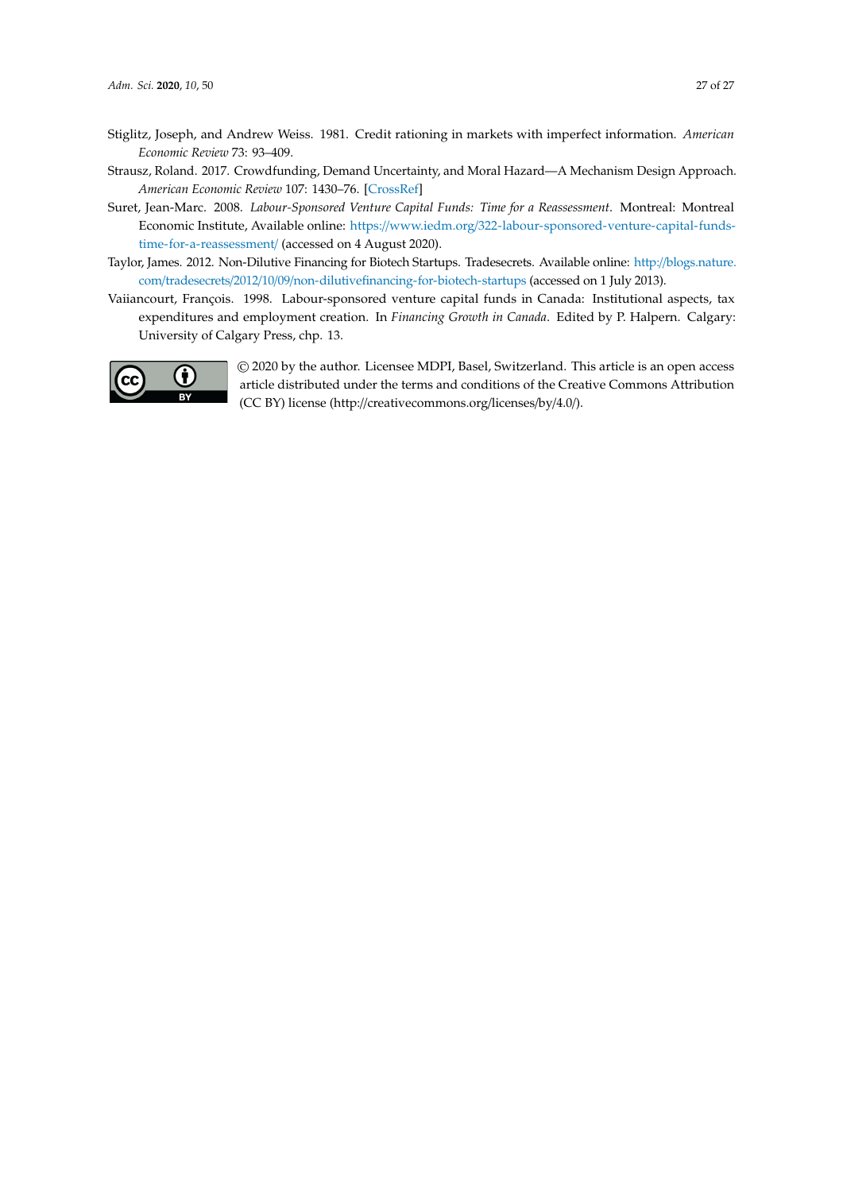Stiglitz, Joseph, and Andrew Weiss. 1981. Credit rationing in markets with imperfect information. *American Economic Review* 73: 93–409.

Strausz, Roland. 2017. Crowdfunding, Demand Uncertainty, and Moral Hazard—A Mechanism Design Approach. *American Economic Review* 107: 1430–76. [CrossRef]

Suret, Jean-Marc. 2008. *Labour-Sponsored Venture Capital Funds: Time for a Reassessment*. Montreal: Montreal Economic Institute, Available online: https://www.iedm.org/322-labour-sponsored-venture-capital-funds-time-for-a-reassessment/ (accessed on 4 August 2020).

Taylor, James. 2012. Non-Dilutive Financing for Biotech Startups. Tradesecrets. Available online: http://blogs.nature.com/tradesecrets/2012/10/09/non-dilutivefinancing-for-biotech-startups (accessed on 1 July 2013).

Vaiiancourt, François. 1998. Labour-sponsored venture capital funds in Canada: Institutional aspects, tax expenditures and employment creation. In *Financing Growth in Canada*. Edited by P. Halpern. Calgary: University of Calgary Press, chp. 13.

© 2020 by the author. Licensee MDPI, Basel, Switzerland. This article is an open access article distributed under the terms and conditions of the Creative Commons Attribution (CC BY) license (http://creativecommons.org/licenses/by/4.0/).